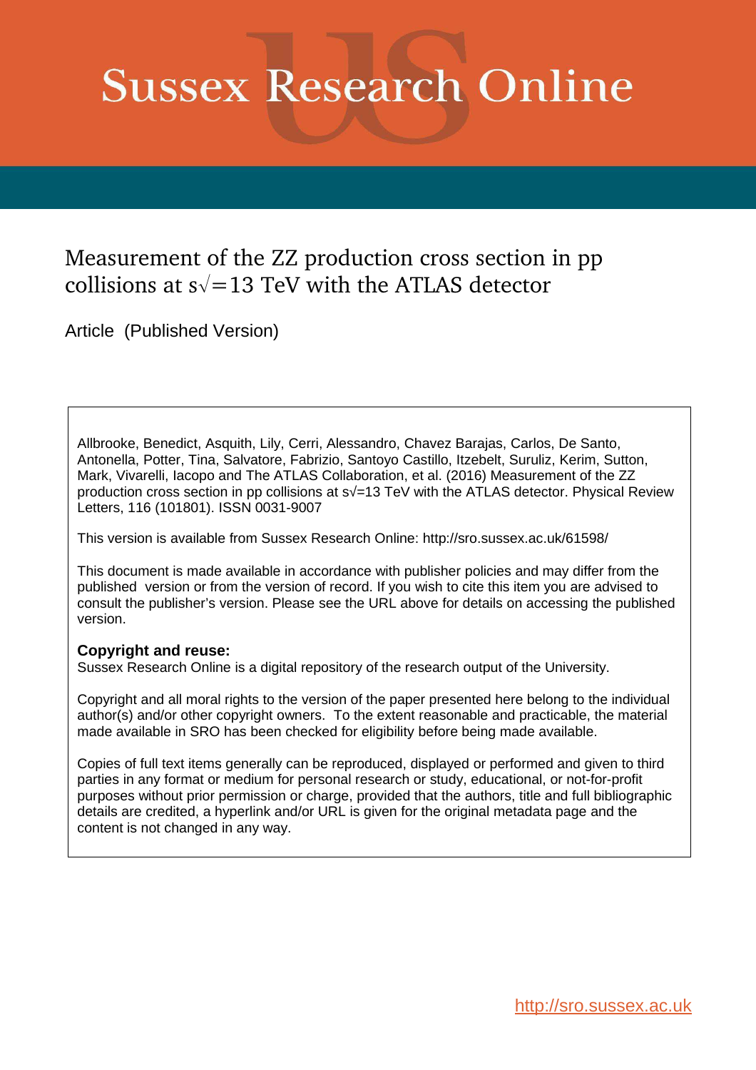# Sussex Research Online

## Measurement of the ZZ production cross section in pp collisions at s√=13 TeV with the ATLAS detector

Article (Published Version)

Allbrooke, Benedict, Asquith, Lily, Cerri, Alessandro, Chavez Barajas, Carlos, De Santo, Antonella, Potter, Tina, Salvatore, Fabrizio, Santoyo Castillo, Itzebelt, Suruliz, Kerim, Sutton, Mark, Vivarelli, Iacopo and The ATLAS Collaboration, et al. (2016) Measurement of the ZZ production cross section in pp collisions at s√=13 TeV with the ATLAS detector. Physical Review Letters, 116 (101801). ISSN 0031-9007

This version is available from Sussex Research Online: http://sro.sussex.ac.uk/61598/

This document is made available in accordance with publisher policies and may differ from the published version or from the version of record. If you wish to cite this item you are advised to consult the publisher's version. Please see the URL above for details on accessing the published version.

**Copyright and reuse:**
Sussex Research Online is a digital repository of the research output of the University.

Copyright and all moral rights to the version of the paper presented here belong to the individual author(s) and/or other copyright owners. To the extent reasonable and practicable, the material made available in SRO has been checked for eligibility before being made available.

Copies of full text items generally can be reproduced, displayed or performed and given to third parties in any format or medium for personal research or study, educational, or not-for-profit purposes without prior permission or charge, provided that the authors, title and full bibliographic details are credited, a hyperlink and/or URL is given for the original metadata page and the content is not changed in any way.

http://sro.sussex.ac.uk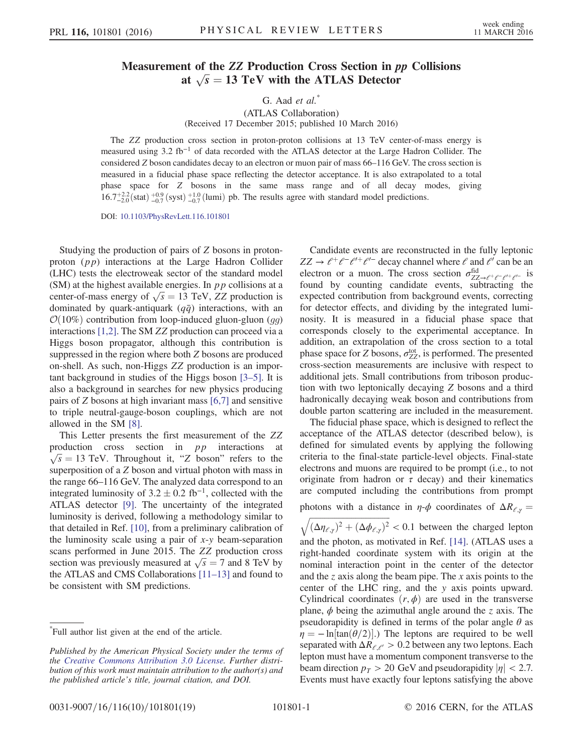# Measurement of the $ZZ$ Production Cross Section in $pp$ Collisions at $\sqrt{s} = 13$ TeV with the ATLAS Detector

G. Aad *et al.*[*]

(ATLAS Collaboration)

(Received 17 December 2015; published 10 March 2016)

The $ZZ$ production cross section in proton-proton collisions at 13 TeV center-of-mass energy is measured using 3.2 fb$^{-1}$ of data recorded with the ATLAS detector at the Large Hadron Collider. The considered $Z$ boson candidates decay to an electron or muon pair of mass 66–116 GeV. The cross section is measured in a fiducial phase space reflecting the detector acceptance. It is also extrapolated to a total phase space for $Z$ bosons in the same mass range and of all decay modes, giving $16.7^{+2.2}_{-2.0}\,(\mathrm{stat})\,^{+0.9}_{-0.7}\,(\mathrm{syst})\,^{+1.0}_{-0.7}\,(\mathrm{lumi})$ pb. The results agree with standard model predictions.

DOI: 10.1103/PhysRevLett.116.101801

Studying the production of pairs of $Z$ bosons in proton-proton ($pp$) interactions at the Large Hadron Collider (LHC) tests the electroweak sector of the standard model (SM) at the highest available energies. In $pp$ collisions at a center-of-mass energy of $\sqrt{s} = 13$ TeV, $ZZ$ production is dominated by quark-antiquark ($q\bar{q}$) interactions, with an $\mathcal{O}(10\%)$ contribution from loop-induced gluon-gluon ($gg$) interactions [1,2]. The SM $ZZ$ production can proceed via a Higgs boson propagator, although this contribution is suppressed in the region where both $Z$ bosons are produced on-shell. As such, non-Higgs $ZZ$ production is an important background in studies of the Higgs boson [3–5]. It is also a background in searches for new physics producing pairs of $Z$ bosons at high invariant mass [6,7] and sensitive to triple neutral-gauge-boson couplings, which are not allowed in the SM [8].

This Letter presents the first measurement of the $ZZ$ production cross section in $pp$ interactions at $\sqrt{s} = 13$ TeV. Throughout it, "$Z$ boson" refers to the superposition of a $Z$ boson and virtual photon with mass in the range 66–116 GeV. The analyzed data correspond to an integrated luminosity of $3.2 \pm 0.2$ fb$^{-1}$, collected with the ATLAS detector [9]. The uncertainty of the integrated luminosity is derived, following a methodology similar to that detailed in Ref. [10], from a preliminary calibration of the luminosity scale using a pair of $x$-$y$ beam-separation scans performed in June 2015. The $ZZ$ production cross section was previously measured at $\sqrt{s} = 7$ and 8 TeV by the ATLAS and CMS Collaborations [11–13] and found to be consistent with SM predictions.

Candidate events are reconstructed in the fully leptonic $ZZ \to \ell^+\ell^-\ell'^+\ell'^-$ decay channel where $\ell$ and $\ell'$ can be an electron or a muon. The cross section $\sigma^{\mathrm{fid}}_{ZZ\to\ell^+\ell^-\ell'^+\ell'^-}$ is found by counting candidate events, subtracting the expected contribution from background events, correcting for detector effects, and dividing by the integrated luminosity. It is measured in a fiducial phase space that corresponds closely to the experimental acceptance. In addition, an extrapolation of the cross section to a total phase space for $Z$ bosons, $\sigma^{\mathrm{tot}}_{ZZ}$, is performed. The presented cross-section measurements are inclusive with respect to additional jets. Small contributions from triboson production with two leptonically decaying $Z$ bosons and a third hadronically decaying weak boson and contributions from double parton scattering are included in the measurement.

The fiducial phase space, which is designed to reflect the acceptance of the ATLAS detector (described below), is defined for simulated events by applying the following criteria to the final-state particle-level objects. Final-state electrons and muons are required to be prompt (i.e., to not originate from hadron or $\tau$ decay) and their kinematics are computed including the contributions from prompt photons with a distance in $\eta$-$\phi$ coordinates of $\Delta R_{\ell,\gamma} = \sqrt{(\Delta\eta_{\ell,\gamma})^2 + (\Delta\phi_{\ell,\gamma})^2} < 0.1$ between the charged lepton and the photon, as motivated in Ref. [14]. (ATLAS uses a right-handed coordinate system with its origin at the nominal interaction point in the center of the detector and the $z$ axis along the beam pipe. The $x$ axis points to the center of the LHC ring, and the $y$ axis points upward. Cylindrical coordinates $(r, \phi)$ are used in the transverse plane, $\phi$ being the azimuthal angle around the $z$ axis. The pseudorapidity is defined in terms of the polar angle $\theta$ as $\eta = -\ln[\tan(\theta/2)]$.) The leptons are required to be well separated with $\Delta R_{\ell,\ell'} > 0.2$ between any two leptons. Each lepton must have a momentum component transverse to the beam direction $p_T > 20$ GeV and pseudorapidity $|\eta| < 2.7$. Events must have exactly four leptons satisfying the above

---

[*] Full author list given at the end of the article.

*Published by the American Physical Society under the terms of the Creative Commons Attribution 3.0 License. Further distribution of this work must maintain attribution to the author(s) and the published article's title, journal citation, and DOI.*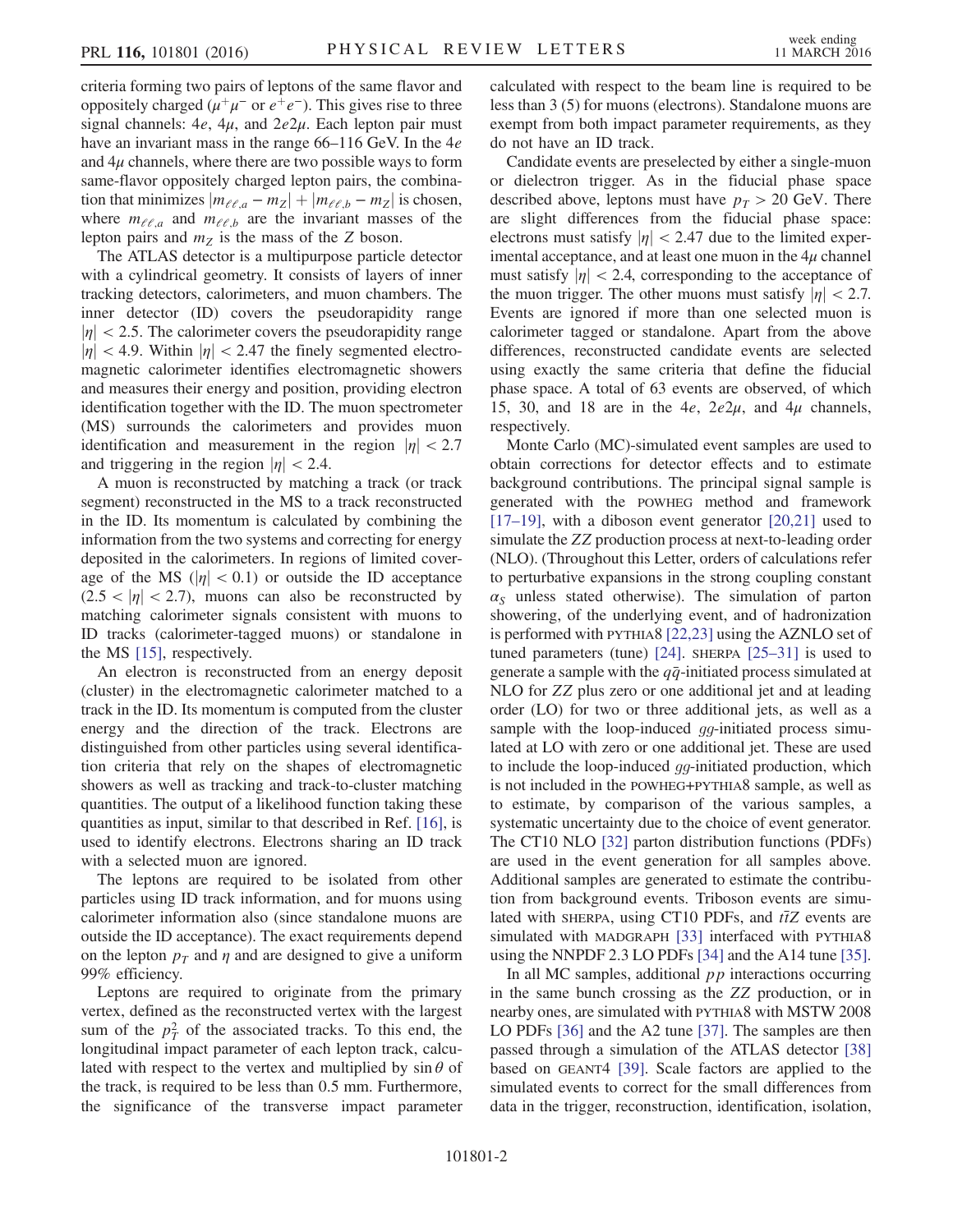criteria forming two pairs of leptons of the same flavor and oppositely charged ($\mu^+\mu^-$ or $e^+e^-$). This gives rise to three signal channels: $4e$, $4\mu$, and $2e2\mu$. Each lepton pair must have an invariant mass in the range 66–116 GeV. In the $4e$ and $4\mu$ channels, where there are two possible ways to form same-flavor oppositely charged lepton pairs, the combination that minimizes $|m_{\ell\ell,a} - m_Z| + |m_{\ell\ell,b} - m_Z|$ is chosen, where $m_{\ell\ell,a}$ and $m_{\ell\ell,b}$ are the invariant masses of the lepton pairs and $m_Z$ is the mass of the $Z$ boson.

The ATLAS detector is a multipurpose particle detector with a cylindrical geometry. It consists of layers of inner tracking detectors, calorimeters, and muon chambers. The inner detector (ID) covers the pseudorapidity range $|\eta| < 2.5$. The calorimeter covers the pseudorapidity range $|\eta| < 4.9$. Within $|\eta| < 2.47$ the finely segmented electromagnetic calorimeter identifies electromagnetic showers and measures their energy and position, providing electron identification together with the ID. The muon spectrometer (MS) surrounds the calorimeters and provides muon identification and measurement in the region $|\eta| < 2.7$ and triggering in the region $|\eta| < 2.4$.

A muon is reconstructed by matching a track (or track segment) reconstructed in the MS to a track reconstructed in the ID. Its momentum is calculated by combining the information from the two systems and correcting for energy deposited in the calorimeters. In regions of limited coverage of the MS ($|\eta| < 0.1$) or outside the ID acceptance ($2.5 < |\eta| < 2.7$), muons can also be reconstructed by matching calorimeter signals consistent with muons to ID tracks (calorimeter-tagged muons) or standalone in the MS [15], respectively.

An electron is reconstructed from an energy deposit (cluster) in the electromagnetic calorimeter matched to a track in the ID. Its momentum is computed from the cluster energy and the direction of the track. Electrons are distinguished from other particles using several identification criteria that rely on the shapes of electromagnetic showers as well as tracking and track-to-cluster matching quantities. The output of a likelihood function taking these quantities as input, similar to that described in Ref. [16], is used to identify electrons. Electrons sharing an ID track with a selected muon are ignored.

The leptons are required to be isolated from other particles using ID track information, and for muons using calorimeter information also (since standalone muons are outside the ID acceptance). The exact requirements depend on the lepton $p_T$ and $\eta$ and are designed to give a uniform 99% efficiency.

Leptons are required to originate from the primary vertex, defined as the reconstructed vertex with the largest sum of the $p_T^2$ of the associated tracks. To this end, the longitudinal impact parameter of each lepton track, calculated with respect to the vertex and multiplied by $\sin\theta$ of the track, is required to be less than 0.5 mm. Furthermore, the significance of the transverse impact parameter calculated with respect to the beam line is required to be less than 3 (5) for muons (electrons). Standalone muons are exempt from both impact parameter requirements, as they do not have an ID track.

Candidate events are preselected by either a single-muon or dielectron trigger. As in the fiducial phase space described above, leptons must have $p_T > 20$ GeV. There are slight differences from the fiducial phase space: electrons must satisfy $|\eta| < 2.47$ due to the limited experimental acceptance, and at least one muon in the $4\mu$ channel must satisfy $|\eta| < 2.4$, corresponding to the acceptance of the muon trigger. The other muons must satisfy $|\eta| < 2.7$. Events are ignored if more than one selected muon is calorimeter tagged or standalone. Apart from the above differences, reconstructed candidate events are selected using exactly the same criteria that define the fiducial phase space. A total of 63 events are observed, of which 15, 30, and 18 are in the $4e$, $2e2\mu$, and $4\mu$ channels, respectively.

Monte Carlo (MC)-simulated event samples are used to obtain corrections for detector effects and to estimate background contributions. The principal signal sample is generated with the POWHEG method and framework [17–19], with a diboson event generator [20,21] used to simulate the $ZZ$ production process at next-to-leading order (NLO). (Throughout this Letter, orders of calculations refer to perturbative expansions in the strong coupling constant $\alpha_S$ unless stated otherwise). The simulation of parton showering, of the underlying event, and of hadronization is performed with PYTHIA8 [22,23] using the AZNLO set of tuned parameters (tune) [24]. SHERPA [25–31] is used to generate a sample with the $q\bar{q}$-initiated process simulated at NLO for $ZZ$ plus zero or one additional jet and at leading order (LO) for two or three additional jets, as well as a sample with the loop-induced $gg$-initiated process simulated at LO with zero or one additional jet. These are used to include the loop-induced $gg$-initiated production, which is not included in the POWHEG+PYTHIA8 sample, as well as to estimate, by comparison of the various samples, a systematic uncertainty due to the choice of event generator. The CT10 NLO [32] parton distribution functions (PDFs) are used in the event generation for all samples above. Additional samples are generated to estimate the contribution from background events. Triboson events are simulated with SHERPA, using CT10 PDFs, and $t\bar{t}Z$ events are simulated with MADGRAPH [33] interfaced with PYTHIA8 using the NNPDF 2.3 LO PDFs [34] and the A14 tune [35].

In all MC samples, additional $pp$ interactions occurring in the same bunch crossing as the $ZZ$ production, or in nearby ones, are simulated with PYTHIA8 with MSTW 2008 LO PDFs [36] and the A2 tune [37]. The samples are then passed through a simulation of the ATLAS detector [38] based on GEANT4 [39]. Scale factors are applied to the simulated events to correct for the small differences from data in the trigger, reconstruction, identification, isolation,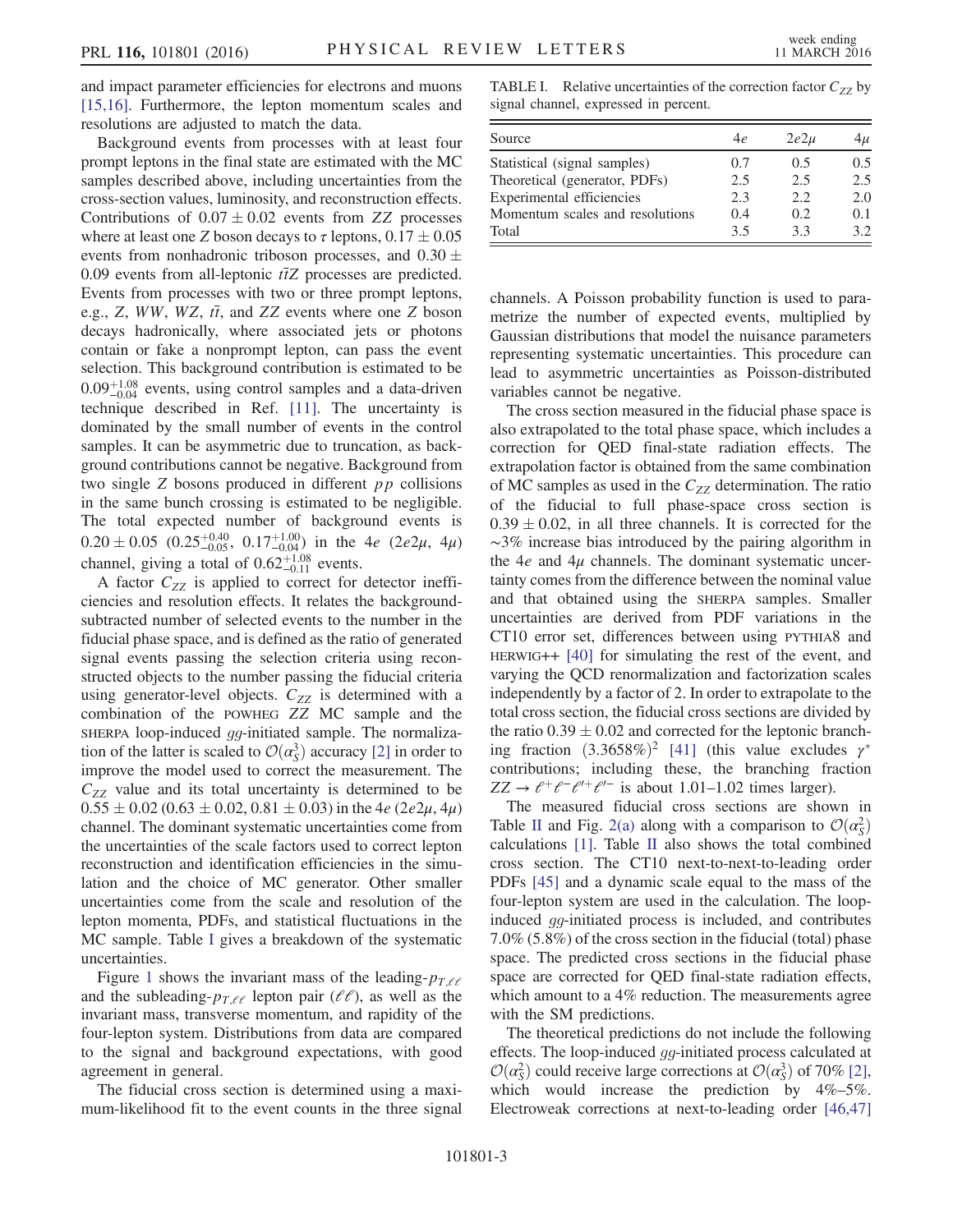and impact parameter efficiencies for electrons and muons [15,16]. Furthermore, the lepton momentum scales and resolutions are adjusted to match the data.

Background events from processes with at least four prompt leptons in the final state are estimated with the MC samples described above, including uncertainties from the cross-section values, luminosity, and reconstruction effects. Contributions of $0.07 \pm 0.02$ events from $ZZ$ processes where at least one $Z$ boson decays to $\tau$ leptons, $0.17 \pm 0.05$ events from nonhadronic triboson processes, and $0.30 \pm 0.09$ events from all-leptonic $t\bar{t}Z$ processes are predicted. Events from processes with two or three prompt leptons, e.g., $Z$, $WW$, $WZ$, $t\bar{t}$, and $ZZ$ events where one $Z$ boson decays hadronically, where associated jets or photons contain or fake a nonprompt lepton, can pass the event selection. This background contribution is estimated to be $0.09^{+1.08}_{-0.04}$ events, using control samples and a data-driven technique described in Ref. [11]. The uncertainty is dominated by the small number of events in the control samples. It can be asymmetric due to truncation, as background contributions cannot be negative. Background from two single $Z$ bosons produced in different $pp$ collisions in the same bunch crossing is estimated to be negligible. The total expected number of background events is $0.20 \pm 0.05$ ($0.25^{+0.40}_{-0.05}$, $0.17^{+1.00}_{-0.04}$) in the $4e$ ($2e2\mu$, $4\mu$) channel, giving a total of $0.62^{+1.08}_{-0.11}$ events.

A factor $C_{ZZ}$ is applied to correct for detector inefficiencies and resolution effects. It relates the background-subtracted number of selected events to the number in the fiducial phase space, and is defined as the ratio of generated signal events passing the selection criteria using reconstructed objects to the number passing the fiducial criteria using generator-level objects. $C_{ZZ}$ is determined with a combination of the POWHEG $ZZ$ MC sample and the SHERPA loop-induced $gg$-initiated sample. The normalization of the latter is scaled to $\mathcal{O}(\alpha_S^3)$ accuracy [2] in order to improve the model used to correct the measurement. The $C_{ZZ}$ value and its total uncertainty is determined to be $0.55 \pm 0.02$ ($0.63 \pm 0.02$, $0.81 \pm 0.03$) in the $4e$ ($2e2\mu$, $4\mu$) channel. The dominant systematic uncertainties come from the uncertainties of the scale factors used to correct lepton reconstruction and identification efficiencies in the simulation and the choice of MC generator. Other smaller uncertainties come from the scale and resolution of the lepton momenta, PDFs, and statistical fluctuations in the MC sample. Table I gives a breakdown of the systematic uncertainties.

TABLE I. Relative uncertainties of the correction factor $C_{ZZ}$ by signal channel, expressed in percent.

| Source | $4e$ | $2e2\mu$ | $4\mu$ |
|---|---|---|---|
| Statistical (signal samples) | 0.7 | 0.5 | 0.5 |
| Theoretical (generator, PDFs) | 2.5 | 2.5 | 2.5 |
| Experimental efficiencies | 2.3 | 2.2 | 2.0 |
| Momentum scales and resolutions | 0.4 | 0.2 | 0.1 |
| Total | 3.5 | 3.3 | 3.2 |

Figure 1 shows the invariant mass of the leading-$p_{T,\ell\ell}$ and the subleading-$p_{T,\ell\ell}$ lepton pair ($\ell\ell$), as well as the invariant mass, transverse momentum, and rapidity of the four-lepton system. Distributions from data are compared to the signal and background expectations, with good agreement in general.

The fiducial cross section is determined using a maximum-likelihood fit to the event counts in the three signal channels. A Poisson probability function is used to parametrize the number of expected events, multiplied by Gaussian distributions that model the nuisance parameters representing systematic uncertainties. This procedure can lead to asymmetric uncertainties as Poisson-distributed variables cannot be negative.

The cross section measured in the fiducial phase space is also extrapolated to the total phase space, which includes a correction for QED final-state radiation effects. The extrapolation factor is obtained from the same combination of MC samples as used in the $C_{ZZ}$ determination. The ratio of the fiducial to full phase-space cross section is $0.39 \pm 0.02$, in all three channels. It is corrected for the $\sim$3% increase bias introduced by the pairing algorithm in the $4e$ and $4\mu$ channels. The dominant systematic uncertainty comes from the difference between the nominal value and that obtained using the SHERPA samples. Smaller uncertainties are derived from PDF variations in the CT10 error set, differences between using PYTHIA8 and HERWIG++ [40] for simulating the rest of the event, and varying the QCD renormalization and factorization scales independently by a factor of 2. In order to extrapolate to the total cross section, the fiducial cross sections are divided by the ratio $0.39 \pm 0.02$ and corrected for the leptonic branching fraction $(3.3658\%)^2$ [41] (this value excludes $\gamma^*$ contributions; including these, the branching fraction $ZZ \to \ell^+\ell^-\ell'^+\ell'^-$ is about 1.01–1.02 times larger).

The measured fiducial cross sections are shown in Table II and Fig. 2(a) along with a comparison to $\mathcal{O}(\alpha_S^2)$ calculations [1]. Table II also shows the total combined cross section. The CT10 next-to-next-to-leading order PDFs [45] and a dynamic scale equal to the mass of the four-lepton system are used in the calculation. The loop-induced $gg$-initiated process is included, and contributes 7.0% (5.8%) of the cross section in the fiducial (total) phase space. The predicted cross sections in the fiducial phase space are corrected for QED final-state radiation effects, which amount to a 4% reduction. The measurements agree with the SM predictions.

The theoretical predictions do not include the following effects. The loop-induced $gg$-initiated process calculated at $\mathcal{O}(\alpha_S^2)$ could receive large corrections at $\mathcal{O}(\alpha_S^3)$ of 70% [2], which would increase the prediction by 4%–5%. Electroweak corrections at next-to-leading order [46,47]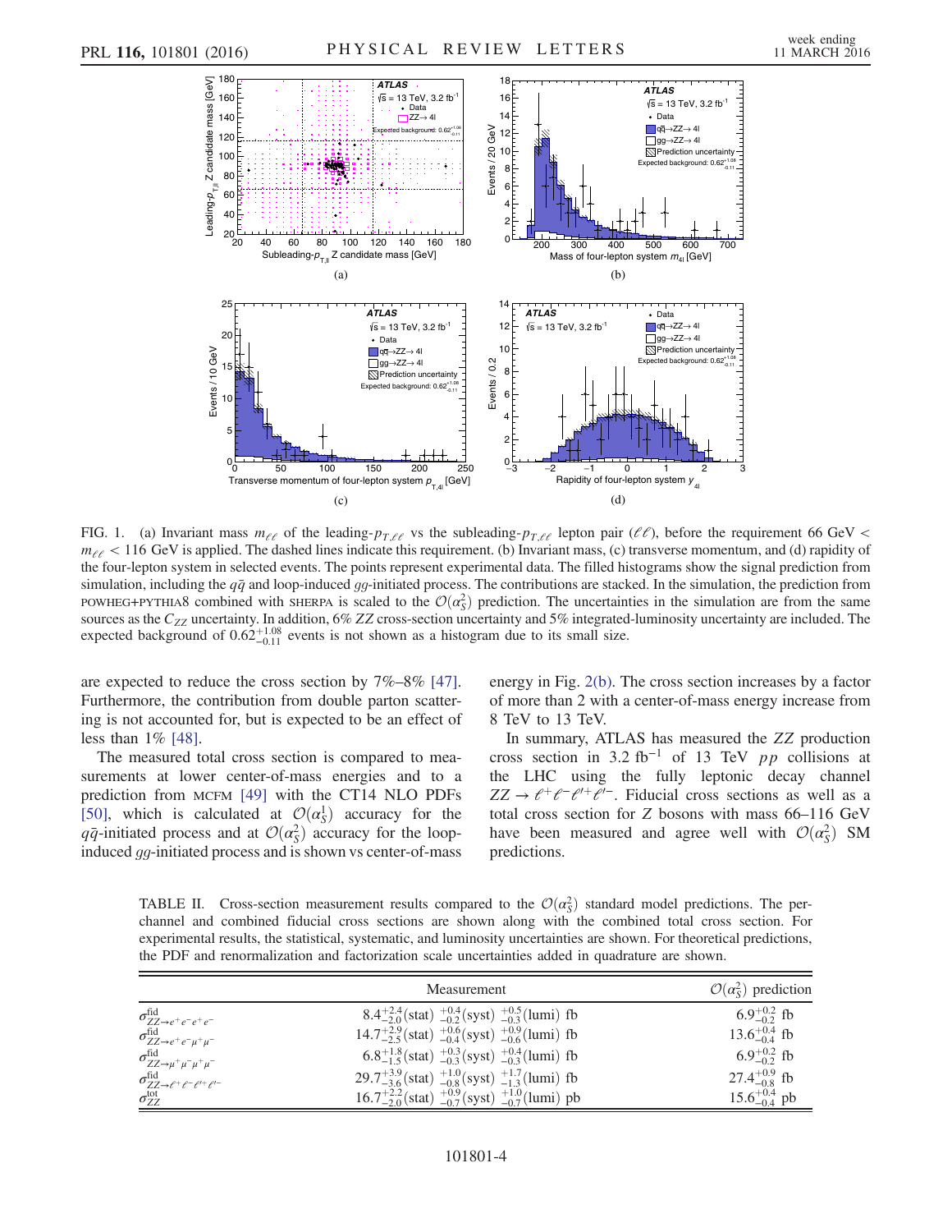FIG. 1. (a) Invariant mass $m_{\ell\ell}$ of the leading-$p_{T,\ell\ell}$ vs the subleading-$p_{T,\ell\ell}$ lepton pair ($\ell\ell$), before the requirement 66 GeV < $m_{\ell\ell}$ < 116 GeV is applied. The dashed lines indicate this requirement. (b) Invariant mass, (c) transverse momentum, and (d) rapidity of the four-lepton system in selected events. The points represent experimental data. The filled histograms show the signal prediction from simulation, including the $q\bar{q}$ and loop-induced $gg$-initiated process. The contributions are stacked. In the simulation, the prediction from POWHEG+PYTHIA8 combined with SHERPA is scaled to the $\mathcal{O}(\alpha_S^2)$ prediction. The uncertainties in the simulation are from the same sources as the $C_{ZZ}$ uncertainty. In addition, 6% $ZZ$ cross-section uncertainty and 5% integrated-luminosity uncertainty are included. The expected background of $0.62^{+1.08}_{-0.11}$ events is not shown as a histogram due to its small size.

are expected to reduce the cross section by 7%–8% [47]. Furthermore, the contribution from double parton scattering is not accounted for, but is expected to be an effect of less than 1% [48].

The measured total cross section is compared to measurements at lower center-of-mass energies and to a prediction from MCFM [49] with the CT14 NLO PDFs [50], which is calculated at $\mathcal{O}(\alpha_S^1)$ accuracy for the $q\bar{q}$-initiated process and at $\mathcal{O}(\alpha_S^2)$ accuracy for the loop-induced $gg$-initiated process and is shown vs center-of-mass energy in Fig. 2(b). The cross section increases by a factor of more than 2 with a center-of-mass energy increase from 8 TeV to 13 TeV.

In summary, ATLAS has measured the $ZZ$ production cross section in 3.2 fb$^{-1}$ of 13 TeV $pp$ collisions at the LHC using the fully leptonic decay channel $ZZ \rightarrow \ell^+\ell^-\ell'^+\ell'^-$. Fiducial cross sections as well as a total cross section for $Z$ bosons with mass 66–116 GeV have been measured and agree well with $\mathcal{O}(\alpha_S^2)$ SM predictions.

TABLE II. Cross-section measurement results compared to the $\mathcal{O}(\alpha_S^2)$ standard model predictions. The per-channel and combined fiducial cross sections are shown along with the combined total cross section. For experimental results, the statistical, systematic, and luminosity uncertainties are shown. For theoretical predictions, the PDF and renormalization and factorization scale uncertainties added in quadrature are shown.

| | Measurement | $\mathcal{O}(\alpha_S^2)$ prediction |
|---|---|---|
| $\sigma^{\text{fid}}_{ZZ\rightarrow e^+e^-e^+e^-}$ | $8.4^{+2.4}_{-2.0}(\text{stat})\ ^{+0.4}_{-0.2}(\text{syst})\ ^{+0.5}_{-0.3}(\text{lumi})$ fb | $6.9^{+0.2}_{-0.2}$ fb |
| $\sigma^{\text{fid}}_{ZZ\rightarrow e^+e^-\mu^+\mu^-}$ | $14.7^{+2.9}_{-2.5}(\text{stat})\ ^{+0.6}_{-0.4}(\text{syst})\ ^{+0.9}_{-0.6}(\text{lumi})$ fb | $13.6^{+0.4}_{-0.4}$ fb |
| $\sigma^{\text{fid}}_{ZZ\rightarrow \mu^+\mu^-\mu^+\mu^-}$ | $6.8^{+1.8}_{-1.5}(\text{stat})\ ^{+0.3}_{-0.3}(\text{syst})\ ^{+0.4}_{-0.3}(\text{lumi})$ fb | $6.9^{+0.2}_{-0.2}$ fb |
| $\sigma^{\text{fid}}_{ZZ\rightarrow \ell^+\ell^-\ell'^+\ell'^-}$ | $29.7^{+3.9}_{-3.6}(\text{stat})\ ^{+1.0}_{-0.8}(\text{syst})\ ^{+1.7}_{-1.3}(\text{lumi})$ fb | $27.4^{+0.9}_{-0.8}$ fb |
| $\sigma^{\text{tot}}_{ZZ}$ | $16.7^{+2.2}_{-2.0}(\text{stat})\ ^{+0.9}_{-0.7}(\text{syst})\ ^{+1.0}_{-0.7}(\text{lumi})$ pb | $15.6^{+0.4}_{-0.4}$ pb |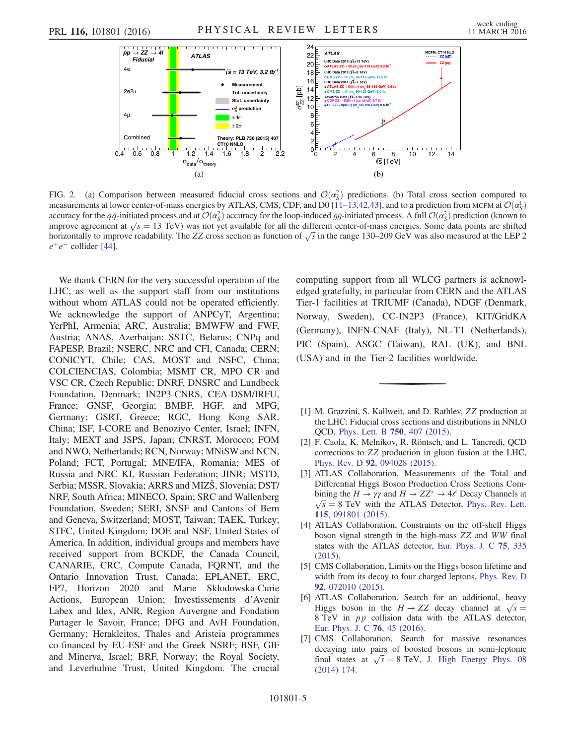FIG. 2. (a) Comparison between measured fiducial cross sections and $\mathcal{O}(\alpha_S^2)$ predictions. (b) Total cross section compared to measurements at lower center-of-mass energies by ATLAS, CMS, CDF, and D0 [11–13,42,43], and to a prediction from MCFM at $\mathcal{O}(\alpha_S^1)$ accuracy for the $q\bar{q}$-initiated process and at $\mathcal{O}(\alpha_S^2)$ accuracy for the loop-induced $gg$-initiated process. A full $\mathcal{O}(\alpha_S^2)$ prediction (known to improve agreement at $\sqrt{s} = 13$ TeV) was not yet available for all the different center-of-mass energies. Some data points are shifted horizontally to improve readability. The $ZZ$ cross section as function of $\sqrt{s}$ in the range 130–209 GeV was also measured at the LEP 2 $e^+e^-$ collider [44].

We thank CERN for the very successful operation of the LHC, as well as the support staff from our institutions without whom ATLAS could not be operated efficiently. We acknowledge the support of ANPCyT, Argentina; YerPhI, Armenia; ARC, Australia; BMWFW and FWF, Austria; ANAS, Azerbaijan; SSTC, Belarus; CNPq and FAPESP, Brazil; NSERC, NRC and CFI, Canada; CERN; CONICYT, Chile; CAS, MOST and NSFC, China; COLCIENCIAS, Colombia; MSMT CR, MPO CR and VSC CR, Czech Republic; DNRF, DNSRC and Lundbeck Foundation, Denmark; IN2P3-CNRS, CEA-DSM/IRFU, France; GNSF, Georgia; BMBF, HGF, and MPG, Germany; GSRT, Greece; RGC, Hong Kong SAR, China; ISF, I-CORE and Benoziyo Center, Israel; INFN, Italy; MEXT and JSPS, Japan; CNRST, Morocco; FOM and NWO, Netherlands; RCN, Norway; MNiSW and NCN, Poland; FCT, Portugal; MNE/IFA, Romania; MES of Russia and NRC KI, Russian Federation; JINR; MSTD, Serbia; MSSR, Slovakia; ARRS and MIZŠ, Slovenia; DST/NRF, South Africa; MINECO, Spain; SRC and Wallenberg Foundation, Sweden; SERI, SNSF and Cantons of Bern and Geneva, Switzerland; MOST, Taiwan; TAEK, Turkey; STFC, United Kingdom; DOE and NSF, United States of America. In addition, individual groups and members have received support from BCKDF, the Canada Council, CANARIE, CRC, Compute Canada, FQRNT, and the Ontario Innovation Trust, Canada; EPLANET, ERC, FP7, Horizon 2020 and Marie Skłodowska-Curie Actions, European Union; Investissements d'Avenir Labex and Idex, ANR, Region Auvergne and Fondation Partager le Savoir, France; DFG and AvH Foundation, Germany; Herakleitos, Thales and Aristeia programmes co-financed by EU-ESF and the Greek NSRF; BSF, GIF and Minerva, Israel; BRF, Norway; the Royal Society, and Leverhulme Trust, United Kingdom. The crucial computing support from all WLCG partners is acknowledged gratefully, in particular from CERN and the ATLAS Tier-1 facilities at TRIUMF (Canada), NDGF (Denmark, Norway, Sweden), CC-IN2P3 (France), KIT/GridKA (Germany), INFN-CNAF (Italy), NL-T1 (Netherlands), PIC (Spain), ASGC (Taiwan), RAL (UK), and BNL (USA) and in the Tier-2 facilities worldwide.

---

[1] M. Grazzini, S. Kallweit, and D. Rathlev, $ZZ$ production at the LHC: Fiducial cross sections and distributions in NNLO QCD, Phys. Lett. B **750**, 407 (2015).

[2] F. Caola, K. Melnikov, R. Röntsch, and L. Tancredi, QCD corrections to $ZZ$ production in gluon fusion at the LHC, Phys. Rev. D **92**, 094028 (2015).

[3] ATLAS Collaboration, Measurements of the Total and Differential Higgs Boson Production Cross Sections Combining the $H \to \gamma\gamma$ and $H \to ZZ^* \to 4\ell$ Decay Channels at $\sqrt{s} = 8$ TeV with the ATLAS Detector, Phys. Rev. Lett. **115**, 091801 (2015).

[4] ATLAS Collaboration, Constraints on the off-shell Higgs boson signal strength in the high-mass $ZZ$ and $WW$ final states with the ATLAS detector, Eur. Phys. J. C **75**, 335 (2015).

[5] CMS Collaboration, Limits on the Higgs boson lifetime and width from its decay to four charged leptons, Phys. Rev. D **92**, 072010 (2015).

[6] ATLAS Collaboration, Search for an additional, heavy Higgs boson in the $H \to ZZ$ decay channel at $\sqrt{s} = 8$ TeV in $pp$ collision data with the ATLAS detector, Eur. Phys. J. C **76**, 45 (2016).

[7] CMS Collaboration, Search for massive resonances decaying into pairs of boosted bosons in semi-leptonic final states at $\sqrt{s} = 8$ TeV, J. High Energy Phys. 08 (2014) 174.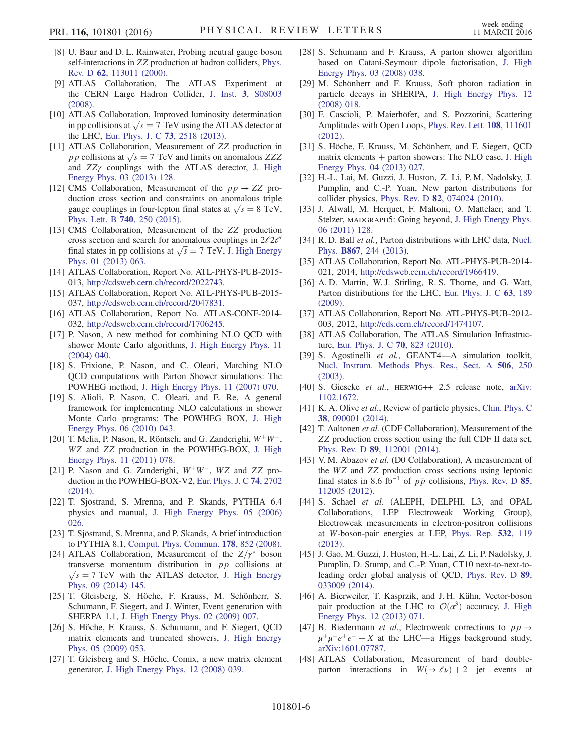[8] U. Baur and D. L. Rainwater, Probing neutral gauge boson self-interactions in $ZZ$ production at hadron colliders, Phys. Rev. D **62**, 113011 (2000).

[9] ATLAS Collaboration, The ATLAS Experiment at the CERN Large Hadron Collider, J. Inst. **3**, S08003 (2008).

[10] ATLAS Collaboration, Improved luminosity determination in pp collisions at $\sqrt{s} = 7$ TeV using the ATLAS detector at the LHC, Eur. Phys. J. C **73**, 2518 (2013).

[11] ATLAS Collaboration, Measurement of $ZZ$ production in $pp$ collisions at $\sqrt{s} = 7$ TeV and limits on anomalous $ZZZ$ and $ZZ\gamma$ couplings with the ATLAS detector, J. High Energy Phys. 03 (2013) 128.

[12] CMS Collaboration, Measurement of the $pp \to ZZ$ production cross section and constraints on anomalous triple gauge couplings in four-lepton final states at $\sqrt{s} = 8$ TeV, Phys. Lett. B **740**, 250 (2015).

[13] CMS Collaboration, Measurement of the $ZZ$ production cross section and search for anomalous couplings in $2\ell 2\ell'$ final states in pp collisions at $\sqrt{s} = 7$ TeV, J. High Energy Phys. 01 (2013) 063.

[14] ATLAS Collaboration, Report No. ATL-PHYS-PUB-2015-013, http://cdsweb.cern.ch/record/2022743.

[15] ATLAS Collaboration, Report No. ATL-PHYS-PUB-2015-037, http://cdsweb.cern.ch/record/2047831.

[16] ATLAS Collaboration, Report No. ATLAS-CONF-2014-032, http://cdsweb.cern.ch/record/1706245.

[17] P. Nason, A new method for combining NLO QCD with shower Monte Carlo algorithms, J. High Energy Phys. 11 (2004) 040.

[18] S. Frixione, P. Nason, and C. Oleari, Matching NLO QCD computations with Parton Shower simulations: The POWHEG method, J. High Energy Phys. 11 (2007) 070.

[19] S. Alioli, P. Nason, C. Oleari, and E. Re, A general framework for implementing NLO calculations in shower Monte Carlo programs: The POWHEG BOX, J. High Energy Phys. 06 (2010) 043.

[20] T. Melia, P. Nason, R. Röntsch, and G. Zanderighi, $W^+W^-$, $WZ$ and $ZZ$ production in the POWHEG-BOX, J. High Energy Phys. 11 (2011) 078.

[21] P. Nason and G. Zanderighi, $W^+W^-$, $WZ$ and $ZZ$ production in the POWHEG-BOX-V2, Eur. Phys. J. C **74**, 2702 (2014).

[22] T. Sjöstrand, S. Mrenna, and P. Skands, PYTHIA 6.4 physics and manual, J. High Energy Phys. 05 (2006) 026.

[23] T. Sjöstrand, S. Mrenna, and P. Skands, A brief introduction to PYTHIA 8.1, Comput. Phys. Commun. **178**, 852 (2008).

[24] ATLAS Collaboration, Measurement of the $Z/\gamma^*$ boson transverse momentum distribution in $pp$ collisions at $\sqrt{s} = 7$ TeV with the ATLAS detector, J. High Energy Phys. 09 (2014) 145.

[25] T. Gleisberg, S. Höche, F. Krauss, M. Schönherr, S. Schumann, F. Siegert, and J. Winter, Event generation with SHERPA 1.1, J. High Energy Phys. 02 (2009) 007.

[26] S. Höche, F. Krauss, S. Schumann, and F. Siegert, QCD matrix elements and truncated showers, J. High Energy Phys. 05 (2009) 053.

[27] T. Gleisberg and S. Höche, Comix, a new matrix element generator, J. High Energy Phys. 12 (2008) 039.

[28] S. Schumann and F. Krauss, A parton shower algorithm based on Catani-Seymour dipole factorisation, J. High Energy Phys. 03 (2008) 038.

[29] M. Schönherr and F. Krauss, Soft photon radiation in particle decays in SHERPA, J. High Energy Phys. 12 (2008) 018.

[30] F. Cascioli, P. Maierhöfer, and S. Pozzorini, Scattering Amplitudes with Open Loops, Phys. Rev. Lett. **108**, 111601 (2012).

[31] S. Höche, F. Krauss, M. Schönherr, and F. Siegert, QCD matrix elements + parton showers: The NLO case, J. High Energy Phys. 04 (2013) 027.

[32] H.-L. Lai, M. Guzzi, J. Huston, Z. Li, P. M. Nadolsky, J. Pumplin, and C.-P. Yuan, New parton distributions for collider physics, Phys. Rev. D **82**, 074024 (2010).

[33] J. Alwall, M. Herquet, F. Maltoni, O. Mattelaer, and T. Stelzer, MADGRAPH5: Going beyond, J. High Energy Phys. 06 (2011) 128.

[34] R. D. Ball *et al.*, Parton distributions with LHC data, Nucl. Phys. **B867**, 244 (2013).

[35] ATLAS Collaboration, Report No. ATL-PHYS-PUB-2014-021, 2014, http://cdsweb.cern.ch/record/1966419.

[36] A. D. Martin, W. J. Stirling, R. S. Thorne, and G. Watt, Parton distributions for the LHC, Eur. Phys. J. C **63**, 189 (2009).

[37] ATLAS Collaboration, Report No. ATL-PHYS-PUB-2012-003, 2012, http://cds.cern.ch/record/1474107.

[38] ATLAS Collaboration, The ATLAS Simulation Infrastructure, Eur. Phys. J. C **70**, 823 (2010).

[39] S. Agostinelli *et al.*, GEANT4—A simulation toolkit, Nucl. Instrum. Methods Phys. Res., Sect. A **506**, 250 (2003).

[40] S. Gieseke *et al.*, HERWIG++ 2.5 release note, arXiv:1102.1672.

[41] K. A. Olive *et al.*, Review of particle physics, Chin. Phys. C **38**, 090001 (2014).

[42] T. Aaltonen *et al.* (CDF Collaboration), Measurement of the $ZZ$ production cross section using the full CDF II data set, Phys. Rev. D **89**, 112001 (2014).

[43] V. M. Abazov *et al.* (D0 Collaboration), A measurement of the $WZ$ and $ZZ$ production cross sections using leptonic final states in 8.6 fb$^{-1}$ of $p\bar{p}$ collisions, Phys. Rev. D **85**, 112005 (2012).

[44] S. Schael *et al.* (ALEPH, DELPHI, L3, and OPAL Collaborations, LEP Electroweak Working Group), Electroweak measurements in electron-positron collisions at $W$-boson-pair energies at LEP, Phys. Rep. **532**, 119 (2013).

[45] J. Gao, M. Guzzi, J. Huston, H.-L. Lai, Z. Li, P. Nadolsky, J. Pumplin, D. Stump, and C.-P. Yuan, CT10 next-to-next-to-leading order global analysis of QCD, Phys. Rev. D **89**, 033009 (2014).

[46] A. Bierweiler, T. Kasprzik, and J. H. Kühn, Vector-boson pair production at the LHC to $\mathcal{O}(\alpha^3)$ accuracy, J. High Energy Phys. 12 (2013) 071.

[47] B. Biedermann *et al.*, Electroweak corrections to $pp \to \mu^+\mu^-e^+e^- + X$ at the LHC—a Higgs background study, arXiv:1601.07787.

[48] ATLAS Collaboration, Measurement of hard double-parton interactions in $W(\to \ell\nu) + 2$ jet events at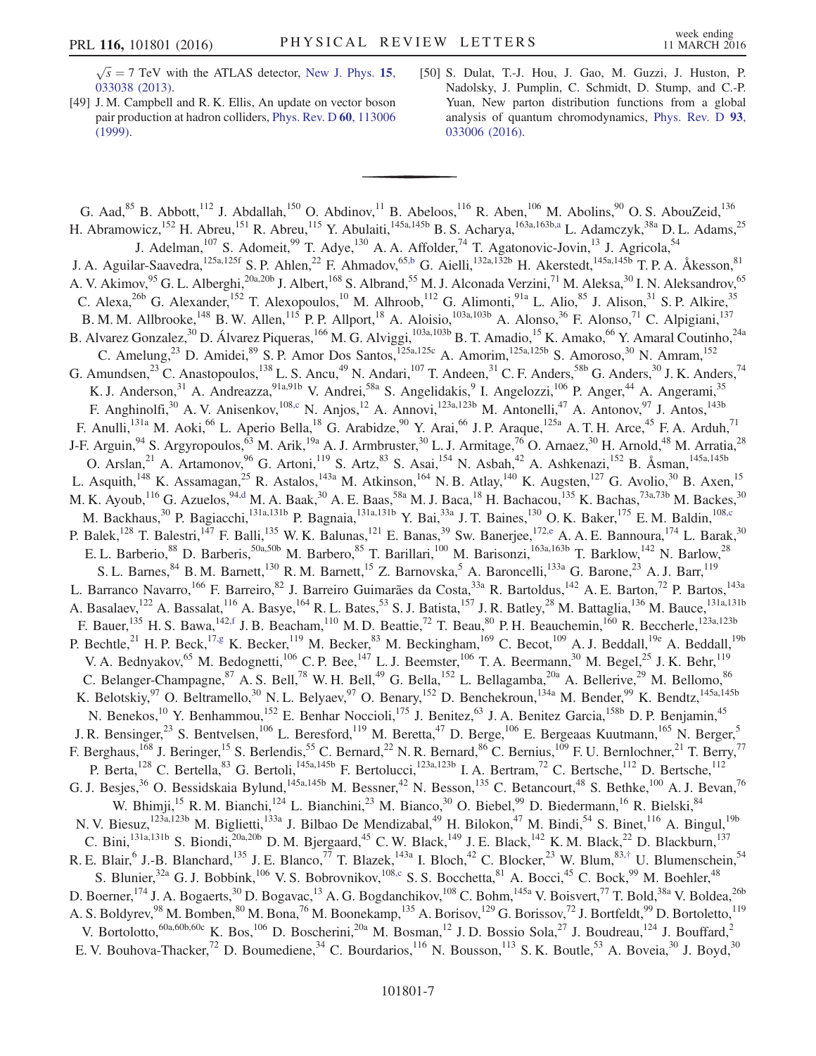$\sqrt{s}=7$ TeV with the ATLAS detector, New J. Phys. 15, 033038 (2013).

[49] J. M. Campbell and R. K. Ellis, An update on vector boson pair production at hadron colliders, Phys. Rev. D 60, 113006 (1999).

[50] S. Dulat, T.-J. Hou, J. Gao, M. Guzzi, J. Huston, P. Nadolsky, J. Pumplin, C. Schmidt, D. Stump, and C.-P. Yuan, New parton distribution functions from a global analysis of quantum chromodynamics, Phys. Rev. D 93, 033006 (2016).

---

G. Aad,[85] B. Abbott,[112] J. Abdallah,[150] O. Abdinov,[11] B. Abeloos,[116] R. Aben,[106] M. Abolins,[90] O. S. AbouZeid,[136] H. Abramowicz,[152] H. Abreu,[151] R. Abreu,[115] Y. Abulaiti,[145a,145b] B. S. Acharya,[163a,163b,a] L. Adamczyk,[38a] D. L. Adams,[25] J. Adelman,[107] S. Adomeit,[99] T. Adye,[130] A. A. Affolder,[74] T. Agatonovic-Jovin,[13] J. Agricola,[54] J. A. Aguilar-Saavedra,[125a,125f] S. P. Ahlen,[22] F. Ahmadov,[65,b] G. Aielli,[132a,132b] H. Akerstedt,[145a,145b] T. P. A. Åkesson,[81] A. V. Akimov,[95] G. L. Alberghi,[20a,20b] J. Albert,[168] S. Albrand,[55] M. J. Alconada Verzini,[71] M. Aleksa,[30] I. N. Aleksandrov,[65] C. Alexa,[26b] G. Alexander,[152] T. Alexopoulos,[10] M. Alhroob,[112] G. Alimonti,[91a] L. Alio,[85] J. Alison,[31] S. P. Alkire,[35] B. M. M. Allbrooke,[148] B. W. Allen,[115] P. P. Allport,[18] A. Aloisio,[103a,103b] A. Alonso,[36] F. Alonso,[71] C. Alpigiani,[137] B. Alvarez Gonzalez,[30] D. Álvarez Piqueras,[166] M. G. Alviggi,[103a,103b] B. T. Amadio,[15] K. Amako,[66] Y. Amaral Coutinho,[24a] C. Amelung,[23] D. Amidei,[89] S. P. Amor Dos Santos,[125a,125c] A. Amorim,[125a,125b] S. Amoroso,[30] N. Amram,[152] G. Amundsen,[23] C. Anastopoulos,[138] L. S. Ancu,[49] N. Andari,[107] T. Andeen,[31] C. F. Anders,[58b] G. Anders,[30] J. K. Anders,[74] K. J. Anderson,[31] A. Andreazza,[91a,91b] V. Andrei,[58a] S. Angelidakis,[9] I. Angelozzi,[106] P. Anger,[44] A. Angerami,[35] F. Anghinolfi,[30] A. V. Anisenkov,[108,c] N. Anjos,[12] A. Annovi,[123a,123b] M. Antonelli,[47] A. Antonov,[97] J. Antos,[143b] F. Anulli,[131a] M. Aoki,[66] L. Aperio Bella,[18] G. Arabidze,[90] Y. Arai,[66] J. P. Araque,[125a] A. T. H. Arce,[45] F. A. Arduh,[71] J-F. Arguin,[94] S. Argyropoulos,[63] M. Arik,[19a] A. J. Armbruster,[30] L. J. Armitage,[76] O. Arnaez,[30] H. Arnold,[48] M. Arratia,[28] O. Arslan,[21] A. Artamonov,[96] G. Artoni,[119] S. Artz,[83] S. Asai,[154] N. Asbah,[42] A. Ashkenazi,[152] B. Åsman,[145a,145b] L. Asquith,[148] K. Assamagan,[25] R. Astalos,[143a] M. Atkinson,[164] N. B. Atlay,[140] K. Augsten,[127] G. Avolio,[30] B. Axen,[15] M. K. Ayoub,[116] G. Azuelos,[94,d] M. A. Baak,[30] A. E. Baas,[58a] M. J. Baca,[18] H. Bachacou,[135] K. Bachas,[73a,73b] M. Backes,[30] M. Backhaus,[30] P. Bagiacchi,[131a,131b] P. Bagnaia,[131a,131b] Y. Bai,[33a] J. T. Baines,[130] O. K. Baker,[175] E. M. Baldin,[108,c] P. Balek,[128] T. Balestri,[147] F. Balli,[135] W. K. Balunas,[121] E. Banas,[39] Sw. Banerjee,[172,e] A. A. E. Bannoura,[174] L. Barak,[30] E. L. Barberio,[88] D. Barberis,[50a,50b] M. Barbero,[85] T. Barillari,[100] M. Barisonzi,[163a,163b] T. Barklow,[142] N. Barlow,[28] S. L. Barnes,[84] B. M. Barnett,[130] R. M. Barnett,[15] Z. Barnovska,[5] A. Baroncelli,[133a] G. Barone,[23] A. J. Barr,[119] L. Barranco Navarro,[166] F. Barreiro,[82] J. Barreiro Guimarães da Costa,[33a] R. Bartoldus,[142] A. E. Barton,[72] P. Bartos,[143a] A. Basalaev,[122] A. Bassalat,[116] A. Basye,[164] R. L. Bates,[53] S. J. Batista,[157] J. R. Batley,[28] M. Battaglia,[136] M. Bauce,[131a,131b] F. Bauer,[135] H. S. Bawa,[142,f] J. B. Beacham,[110] M. D. Beattie,[72] T. Beau,[80] P. H. Beauchemin,[160] R. Beccherle,[123a,123b] P. Bechtle,[21] H. P. Beck,[17,g] K. Becker,[119] M. Becker,[83] M. Beckingham,[169] C. Becot,[109] A. J. Beddall,[19e] A. Beddall,[19b] V. A. Bednyakov,[65] M. Bedognetti,[106] C. P. Bee,[147] L. J. Beemster,[106] T. A. Beermann,[30] M. Begel,[25] J. K. Behr,[119] C. Belanger-Champagne,[87] A. S. Bell,[78] W. H. Bell,[49] G. Bella,[152] L. Bellagamba,[20a] A. Bellerive,[29] M. Bellomo,[86] K. Belotskiy,[97] O. Beltramello,[30] N. L. Belyaev,[97] O. Benary,[152] D. Benchekroun,[134a] M. Bender,[99] K. Bendtz,[145a,145b] N. Benekos,[10] Y. Benhammou,[152] E. Benhar Noccioli,[175] J. Benitez,[63] J. A. Benitez Garcia,[158b] D. P. Benjamin,[45] J. R. Bensinger,[23] S. Bentvelsen,[106] L. Beresford,[119] M. Beretta,[47] D. Berge,[106] E. Bergeaas Kuutmann,[165] N. Berger,[5] F. Berghaus,[168] J. Beringer,[15] S. Berlendis,[55] C. Bernard,[22] N. R. Bernard,[86] C. Bernius,[109] F. U. Bernlochner,[21] T. Berry,[77] P. Berta,[128] C. Bertella,[83] G. Bertoli,[145a,145b] F. Bertolucci,[123a,123b] I. A. Bertram,[72] C. Bertsche,[112] D. Bertsche,[112] G. J. Besjes,[36] O. Bessidskaia Bylund,[145a,145b] M. Bessner,[42] N. Besson,[135] C. Betancourt,[48] S. Bethke,[100] A. J. Bevan,[76] W. Bhimji,[15] R. M. Bianchi,[124] L. Bianchini,[23] M. Bianco,[30] O. Biebel,[99] D. Biedermann,[16] R. Bielski,[84] N. V. Biesuz,[123a,123b] M. Biglietti,[133a] J. Bilbao De Mendizabal,[49] H. Bilokon,[47] M. Bindi,[54] S. Binet,[116] A. Bingul,[19b] C. Bini,[131a,131b] S. Biondi,[20a,20b] D. M. Bjergaard,[45] C. W. Black,[149] J. E. Black,[142] K. M. Black,[22] D. Blackburn,[137] R. E. Blair,[6] J.-B. Blanchard,[135] J. E. Blanco,[77] T. Blazek,[143a] I. Bloch,[42] C. Blocker,[23] W. Blum,[83,†] U. Blumenschein,[54] S. Blunier,[32a] G. J. Bobbink,[106] V. S. Bobrovnikov,[108,c] S. S. Bocchetta,[81] A. Bocci,[45] C. Bock,[99] M. Boehler,[48] D. Boerner,[174] J. A. Bogaerts,[30] D. Bogavac,[13] A. G. Bogdanchikov,[108] C. Bohm,[145a] V. Boisvert,[77] T. Bold,[38a] V. Boldea,[26b] A. S. Boldyrev,[98] M. Bomben,[80] M. Bona,[76] M. Boonekamp,[135] A. Borisov,[129] G. Borissov,[72] J. Bortfeldt,[99] D. Bortoletto,[119] V. Bortolotto,[60a,60b,60c] K. Bos,[106] D. Boscherini,[20a] M. Bosman,[12] J. D. Bossio Sola,[27] J. Boudreau,[124] J. Bouffard,[2] E. V. Bouhova-Thacker,[72] D. Boumediene,[34] C. Bourdarios,[116] N. Bousson,[113] S. K. Boutle,[53] A. Boveia,[30] J. Boyd,[30]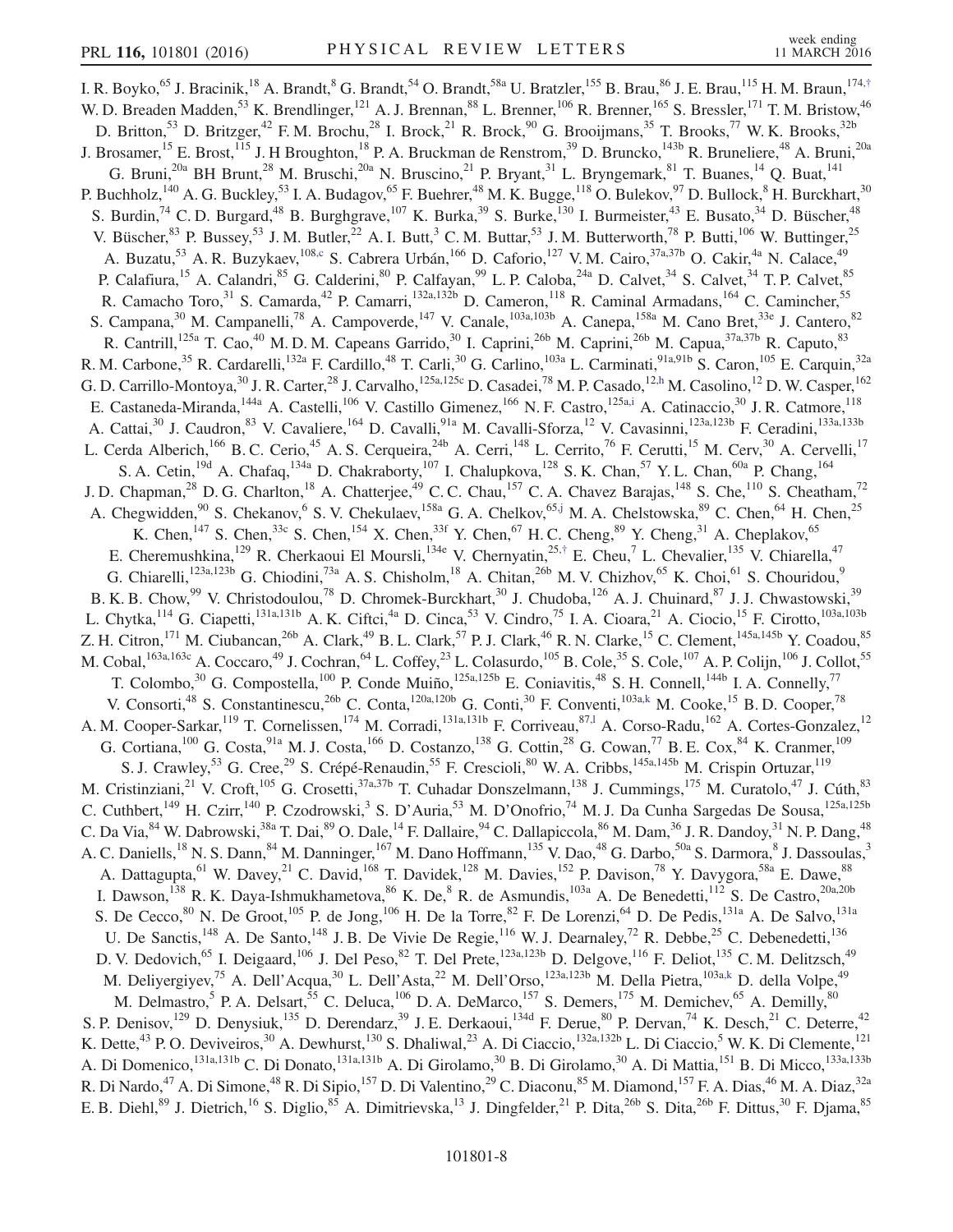I. R. Boyko,[65] J. Bracinik,[18] A. Brandt,[8] G. Brandt,[54] O. Brandt,[58a] U. Bratzler,[155] B. Brau,[86] J. E. Brau,[115] H. M. Braun,[174,†] W. D. Breaden Madden,[53] K. Brendlinger,[121] A. J. Brennan,[88] L. Brenner,[106] R. Brenner,[165] S. Bressler,[171] T. M. Bristow,[46] D. Britton,[53] D. Britzger,[42] F. M. Brochu,[28] I. Brock,[21] R. Brock,[90] G. Brooijmans,[35] T. Brooks,[77] W. K. Brooks,[32b] J. Brosamer,[15] E. Brost,[115] J. H Broughton,[18] P. A. Bruckman de Renstrom,[39] D. Bruncko,[143b] R. Bruneliere,[48] A. Bruni,[20a] G. Bruni,[20a] BH Brunt,[28] M. Bruschi,[20a] N. Bruscino,[21] P. Bryant,[31] L. Bryngemark,[81] T. Buanes,[14] Q. Buat,[141] P. Buchholz,[140] A. G. Buckley,[53] I. A. Budagov,[65] F. Buehrer,[48] M. K. Bugge,[118] O. Bulekov,[97] D. Bullock,[8] H. Burckhart,[30] S. Burdin,[74] C. D. Burgard,[48] B. Burghgrave,[107] K. Burka,[39] S. Burke,[130] I. Burmeister,[43] E. Busato,[34] D. Büscher,[48] V. Büscher,[83] P. Bussey,[53] J. M. Butler,[22] A. I. Butt,[3] C. M. Buttar,[53] J. M. Butterworth,[78] P. Butti,[106] W. Buttinger,[25] A. Buzatu,[53] A. R. Buzykaev,[108,c] S. Cabrera Urbán,[166] D. Caforio,[127] V. M. Cairo,[37a,37b] O. Cakir,[4a] N. Calace,[49] P. Calafiura,[15] A. Calandri,[85] G. Calderini,[80] P. Calfayan,[99] L. P. Caloba,[24a] D. Calvet,[34] S. Calvet,[34] T. P. Calvet,[85] R. Camacho Toro,[31] S. Camarda,[42] P. Camarri,[132a,132b] D. Cameron,[118] R. Caminal Armadans,[164] C. Camincher,[55] S. Campana,[30] M. Campanelli,[78] A. Campoverde,[147] V. Canale,[103a,103b] A. Canepa,[158a] M. Cano Bret,[33e] J. Cantero,[82] R. Cantrill,[125a] T. Cao,[40] M. D. M. Capeans Garrido,[30] I. Caprini,[26b] M. Caprini,[26b] M. Capua,[37a,37b] R. Caputo,[83] R. M. Carbone,[35] R. Cardarelli,[132a] F. Cardillo,[48] T. Carli,[30] G. Carlino,[103a] L. Carminati,[91a,91b] S. Caron,[105] E. Carquin,[32a] G. D. Carrillo-Montoya,[30] J. R. Carter,[28] J. Carvalho,[125a,125c] D. Casadei,[78] M. P. Casado,[12,h] M. Casolino,[12] D. W. Casper,[162] E. Castaneda-Miranda,[144a] A. Castelli,[106] V. Castillo Gimenez,[166] N. F. Castro,[125a,i] A. Catinaccio,[30] J. R. Catmore,[118] A. Cattai,[30] J. Caudron,[83] V. Cavaliere,[164] D. Cavalli,[91a] M. Cavalli-Sforza,[12] V. Cavasinni,[123a,123b] F. Ceradini,[133a,133b] L. Cerda Alberich,[166] B. C. Cerio,[45] A. S. Cerqueira,[24b] A. Cerri,[148] L. Cerrito,[76] F. Cerutti,[15] M. Cerv,[30] A. Cervelli,[17] S. A. Cetin,[19d] A. Chafaq,[134a] D. Chakraborty,[107] I. Chalupkova,[128] S. K. Chan,[57] Y. L. Chan,[60a] P. Chang,[164] J. D. Chapman,[28] D. G. Charlton,[18] A. Chatterjee,[49] C. C. Chau,[157] C. A. Chavez Barajas,[148] S. Che,[110] S. Cheatham,[72] A. Chegwidden,[90] S. Chekanov,[6] S. V. Chekulaev,[158a] G. A. Chelkov,[65,j] M. A. Chelstowska,[89] C. Chen,[64] H. Chen,[25] K. Chen,[147] S. Chen,[33c] S. Chen,[154] X. Chen,[33f] Y. Chen,[67] H. C. Cheng,[89] Y. Cheng,[31] A. Cheplakov,[65] E. Cheremushkina,[129] R. Cherkaoui El Moursli,[134e] V. Chernyatin,[25,†] E. Cheu,[7] L. Chevalier,[135] V. Chiarella,[47] G. Chiarelli,[123a,123b] G. Chiodini,[73a] A. S. Chisholm,[18] A. Chitan,[26b] M. V. Chizhov,[65] K. Choi,[61] S. Chouridou,[9] B. K. B. Chow,[99] V. Christodoulou,[78] D. Chromek-Burckhart,[30] J. Chudoba,[126] A. J. Chuinard,[87] J. J. Chwastowski,[39] L. Chytka,[114] G. Ciapetti,[131a,131b] A. K. Ciftci,[4a] D. Cinca,[53] V. Cindro,[75] I. A. Cioara,[21] A. Ciocio,[15] F. Cirotto,[103a,103b] Z. H. Citron,[171] M. Ciubancan,[26b] A. Clark,[49] B. L. Clark,[57] P. J. Clark,[46] R. N. Clarke,[15] C. Clement,[145a,145b] Y. Coadou,[85] M. Cobal,[163a,163c] A. Coccaro,[49] J. Cochran,[64] L. Coffey,[23] L. Colasurdo,[105] B. Cole,[35] S. Cole,[107] A. P. Colijn,[106] J. Collot,[55] T. Colombo,[30] G. Compostella,[100] P. Conde Muiño,[125a,125b] E. Coniavitis,[48] S. H. Connell,[144b] I. A. Connelly,[77] V. Consorti,[48] S. Constantinescu,[26b] C. Conta,[120a,120b] G. Conti,[30] F. Conventi,[103a,k] M. Cooke,[15] B. D. Cooper,[78] A. M. Cooper-Sarkar,[119] T. Cornelissen,[174] M. Corradi,[131a,131b] F. Corriveau,[87,l] A. Corso-Radu,[162] A. Cortes-Gonzalez,[12] G. Cortiana,[100] G. Costa,[91a] M. J. Costa,[166] D. Costanzo,[138] G. Cottin,[28] G. Cowan,[77] B. E. Cox,[84] K. Cranmer,[109] S. J. Crawley,[53] G. Cree,[29] S. Crépé-Renaudin,[55] F. Crescioli,[80] W. A. Cribbs,[145a,145b] M. Crispin Ortuzar,[119] M. Cristinziani,[21] V. Croft,[105] G. Crosetti,[37a,37b] T. Cuhadar Donszelmann,[138] J. Cummings,[175] M. Curatolo,[47] J. Cúth,[83] C. Cuthbert,[149] H. Czirr,[140] P. Czodrowski,[3] S. D'Auria,[53] M. D'Onofrio,[74] M. J. Da Cunha Sargedas De Sousa,[125a,125b] C. Da Via,[84] W. Dabrowski,[38a] T. Dai,[89] O. Dale,[14] F. Dallaire,[94] C. Dallapiccola,[86] M. Dam,[36] J. R. Dandoy,[31] N. P. Dang,[48] A. C. Daniells,[18] N. S. Dann,[84] M. Danninger,[167] M. Dano Hoffmann,[135] V. Dao,[48] G. Darbo,[50a] S. Darmora,[8] J. Dassoulas,[3] A. Dattagupta,[61] W. Davey,[21] C. David,[168] T. Davidek,[128] M. Davies,[152] P. Davison,[78] Y. Davygora,[58a] E. Dawe,[88] I. Dawson,[138] R. K. Daya-Ishmukhametova,[86] K. De,[8] R. de Asmundis,[103a] A. De Benedetti,[112] S. De Castro,[20a,20b] S. De Cecco,[80] N. De Groot,[105] P. de Jong,[106] H. De la Torre,[82] F. De Lorenzi,[64] D. De Pedis,[131a] A. De Salvo,[131a] U. De Sanctis,[148] A. De Santo,[148] J. B. De Vivie De Regie,[116] W. J. Dearnaley,[72] R. Debbe,[25] C. Debenedetti,[136] D. V. Dedovich,[65] I. Deigaard,[106] J. Del Peso,[82] T. Del Prete,[123a,123b] D. Delgove,[116] F. Deliot,[135] C. M. Delitzsch,[49] M. Deliyergiyev,[75] A. Dell'Acqua,[30] L. Dell'Asta,[22] M. Dell'Orso,[123a,123b] M. Della Pietra,[103a,k] D. della Volpe,[49] M. Delmastro,[5] P. A. Delsart,[55] C. Deluca,[106] D. A. DeMarco,[157] S. Demers,[175] M. Demichev,[65] A. Demilly,[80] S. P. Denisov,[129] D. Denysiuk,[135] D. Derendarz,[39] J. E. Derkaoui,[134d] F. Derue,[80] P. Dervan,[74] K. Desch,[21] C. Deterre,[42] K. Dette,[43] P. O. Deviveiros,[30] A. Dewhurst,[130] S. Dhaliwal,[23] A. Di Ciaccio,[132a,132b] L. Di Ciaccio,[5] W. K. Di Clemente,[121] A. Di Domenico,[131a,131b] C. Di Donato,[131a,131b] A. Di Girolamo,[30] B. Di Girolamo,[30] A. Di Mattia,[151] B. Di Micco,[133a,133b] R. Di Nardo,[47] A. Di Simone,[48] R. Di Sipio,[157] D. Di Valentino,[29] C. Diaconu,[85] M. Diamond,[157] F. A. Dias,[46] M. A. Diaz,[32a] E. B. Diehl,[89] J. Dietrich,[16] S. Diglio,[85] A. Dimitrievska,[13] J. Dingfelder,[21] P. Dita,[26b] S. Dita,[26b] F. Dittus,[30] F. Djama,[85]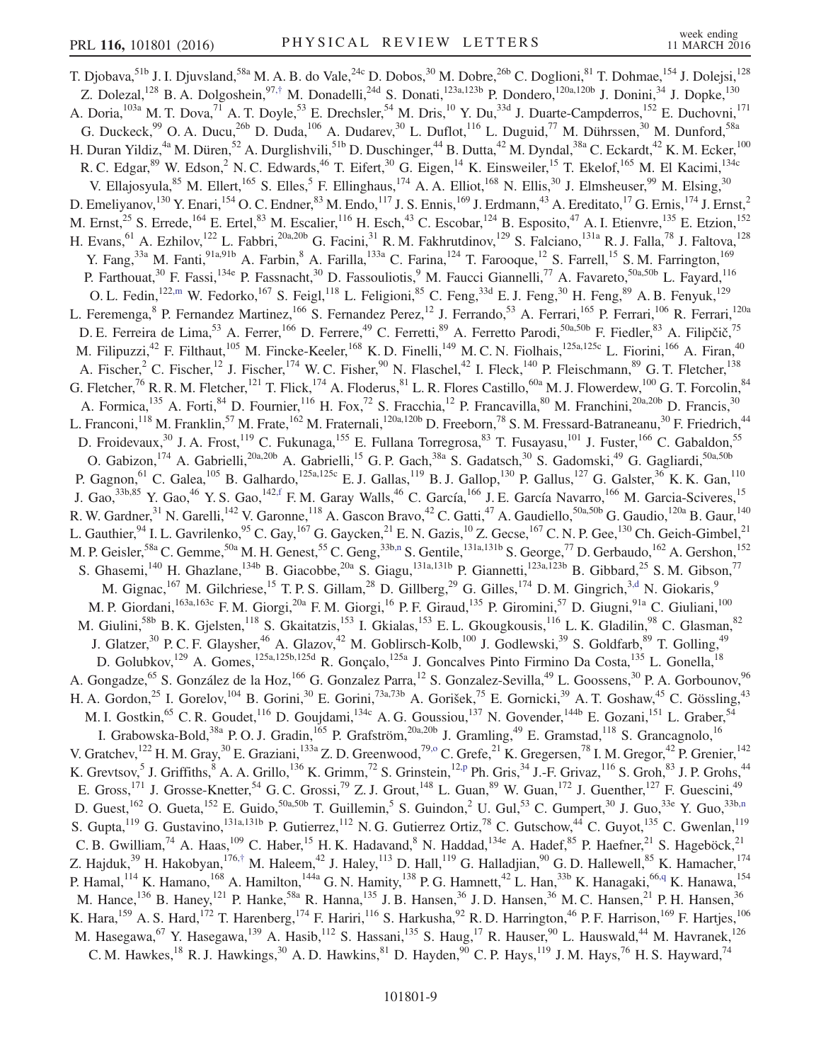T. Djobava,[51b] J. I. Djuvsland,[58a] M. A. B. do Vale,[24c] D. Dobos,[30] M. Dobre,[26b] C. Doglioni,[81] T. Dohmae,[154] J. Dolejsi,[128] Z. Dolezal,[128] B. A. Dolgoshein,[97,†] M. Donadelli,[24d] S. Donati,[123a,123b] P. Dondero,[120a,120b] J. Donini,[34] J. Dopke,[130] A. Doria,[103a] M. T. Dova,[71] A. T. Doyle,[53] E. Drechsler,[54] M. Dris,[10] Y. Du,[33d] J. Duarte-Campderros,[152] E. Duchovni,[171] G. Duckeck,[99] O. A. Ducu,[26b] D. Duda,[106] A. Dudarev,[30] L. Duflot,[116] L. Duguid,[77] M. Dührssen,[30] M. Dunford,[58a] H. Duran Yildiz,[4a] M. Düren,[52] A. Durglishvili,[51b] D. Duschinger,[44] B. Dutta,[42] M. Dyndal,[38a] C. Eckardt,[42] K. M. Ecker,[100] R. C. Edgar,[89] W. Edson,[2] N. C. Edwards,[46] T. Eifert,[30] G. Eigen,[14] K. Einsweiler,[15] T. Ekelof,[165] M. El Kacimi,[134c] V. Ellajosyula,[85] M. Ellert,[165] S. Elles,[5] F. Ellinghaus,[174] A. A. Elliot,[168] N. Ellis,[30] J. Elmsheuser,[99] M. Elsing,[30] D. Emeliyanov,[130] Y. Enari,[154] O. C. Endner,[83] M. Endo,[117] J. S. Ennis,[169] J. Erdmann,[43] A. Ereditato,[17] G. Ernis,[174] J. Ernst,[2] M. Ernst,[25] S. Errede,[164] E. Ertel,[83] M. Escalier,[116] H. Esch,[43] C. Escobar,[124] B. Esposito,[47] A. I. Etienvre,[135] E. Etzion,[152] H. Evans,[61] A. Ezhilov,[122] L. Fabbri,[20a,20b] G. Facini,[31] R. M. Fakhrutdinov,[129] S. Falciano,[131a] R. J. Falla,[78] J. Faltova,[128] Y. Fang,[33a] M. Fanti,[91a,91b] A. Farbin,[8] A. Farilla,[133a] C. Farina,[124] T. Farooque,[12] S. Farrell,[15] S. M. Farrington,[169] P. Farthouat,[30] F. Fassi,[134e] P. Fassnacht,[30] D. Fassouliotis,[9] M. Faucci Giannelli,[77] A. Favareto,[50a,50b] L. Fayard,[116] O. L. Fedin,[122,m] W. Fedorko,[167] S. Feigl,[118] L. Feligioni,[85] C. Feng,[33d] E. J. Feng,[30] H. Feng,[89] A. B. Fenyuk,[129] L. Feremenga,[8] P. Fernandez Martinez,[166] S. Fernandez Perez,[12] J. Ferrando,[53] A. Ferrari,[165] P. Ferrari,[106] R. Ferrari,[120a] D. E. Ferreira de Lima,[53] A. Ferrer,[166] D. Ferrere,[49] C. Ferretti,[89] A. Ferretto Parodi,[50a,50b] F. Fiedler,[83] A. Filipčič,[75] M. Filipuzzi,[42] F. Filthaut,[105] M. Fincke-Keeler,[168] K. D. Finelli,[149] M. C. N. Fiolhais,[125a,125c] L. Fiorini,[166] A. Firan,[40] A. Fischer,[2] C. Fischer,[12] J. Fischer,[174] W. C. Fisher,[90] N. Flaschel,[42] I. Fleck,[140] P. Fleischmann,[89] G. T. Fletcher,[138] G. Fletcher,[76] R. R. M. Fletcher,[121] T. Flick,[174] A. Floderus,[81] L. R. Flores Castillo,[60a] M. J. Flowerdew,[100] G. T. Forcolin,[84] A. Formica,[135] A. Forti,[84] D. Fournier,[116] H. Fox,[72] S. Fracchia,[12] P. Francavilla,[80] M. Franchini,[20a,20b] D. Francis,[30] L. Franconi,[118] M. Franklin,[57] M. Frate,[162] M. Fraternali,[120a,120b] D. Freeborn,[78] S. M. Fressard-Batraneanu,[30] F. Friedrich,[44] D. Froidevaux,[30] J. A. Frost,[119] C. Fukunaga,[155] E. Fullana Torregrosa,[83] T. Fusayasu,[101] J. Fuster,[166] C. Gabaldon,[55] O. Gabizon,[174] A. Gabrielli,[20a,20b] A. Gabrielli,[15] G. P. Gach,[38a] S. Gadatsch,[30] S. Gadomski,[49] G. Gagliardi,[50a,50b] P. Gagnon,[61] C. Galea,[105] B. Galhardo,[125a,125c] E. J. Gallas,[119] B. J. Gallop,[130] P. Gallus,[127] G. Galster,[36] K. K. Gan,[110] J. Gao,[33b,85] Y. Gao,[46] Y. S. Gao,[142,f] F. M. Garay Walls,[46] C. García,[166] J. E. García Navarro,[166] M. Garcia-Sciveres,[15] R. W. Gardner,[31] N. Garelli,[142] V. Garonne,[118] A. Gascon Bravo,[42] C. Gatti,[47] A. Gaudiello,[50a,50b] G. Gaudio,[120a] B. Gaur,[140] L. Gauthier,[94] I. L. Gavrilenko,[95] C. Gay,[167] G. Gaycken,[21] E. N. Gazis,[10] Z. Gecse,[167] C. N. P. Gee,[130] Ch. Geich-Gimbel,[21] M. P. Geisler,[58a] C. Gemme,[50a] M. H. Genest,[55] C. Geng,[33b,n] S. Gentile,[131a,131b] S. George,[77] D. Gerbaudo,[162] A. Gershon,[152] S. Ghasemi,[140] H. Ghazlane,[134b] B. Giacobbe,[20a] S. Giagu,[131a,131b] P. Giannetti,[123a,123b] B. Gibbard,[25] S. M. Gibson,[77] M. Gignac,[167] M. Gilchriese,[15] T. P. S. Gillam,[28] D. Gillberg,[29] G. Gilles,[174] D. M. Gingrich,[3,d] N. Giokaris,[9] M. P. Giordani,[163a,163c] F. M. Giorgi,[20a] F. M. Giorgi,[16] P. F. Giraud,[135] P. Giromini,[57] D. Giugni,[91a] C. Giuliani,[100] M. Giulini,[58b] B. K. Gjelsten,[118] S. Gkaitatzis,[153] I. Gkialas,[153] E. L. Gkougkousis,[116] L. K. Gladilin,[98] C. Glasman,[82] J. Glatzer,[30] P. C. F. Glaysher,[46] A. Glazov,[42] M. Goblirsch-Kolb,[100] J. Godlewski,[39] S. Goldfarb,[89] T. Golling,[49] D. Golubkov,[129] A. Gomes,[125a,125b,125d] R. Gonçalo,[125a] J. Goncalves Pinto Firmino Da Costa,[135] L. Gonella,[18] A. Gongadze,[65] S. González de la Hoz,[166] G. Gonzalez Parra,[12] S. Gonzalez-Sevilla,[49] L. Goossens,[30] P. A. Gorbounov,[96] H. A. Gordon,[25] I. Gorelov,[104] B. Gorini,[30] E. Gorini,[73a,73b] A. Gorišek,[75] E. Gornicki,[39] A. T. Goshaw,[45] C. Gössling,[43] M. I. Gostkin,[65] C. R. Goudet,[116] D. Goujdami,[134c] A. G. Goussiou,[137] N. Govender,[144b] E. Gozani,[151] L. Graber,[54] I. Grabowska-Bold,[38a] P. O. J. Gradin,[165] P. Grafström,[20a,20b] J. Gramling,[49] E. Gramstad,[118] S. Grancagnolo,[16] V. Gratchev,[122] H. M. Gray,[30] E. Graziani,[133a] Z. D. Greenwood,[79,o] C. Grefe,[21] K. Gregersen,[78] I. M. Gregor,[42] P. Grenier,[142] K. Grevtsov,[5] J. Griffiths,[8] A. A. Grillo,[136] K. Grimm,[72] S. Grinstein,[12,p] Ph. Gris,[34] J.-F. Grivaz,[116] S. Groh,[83] J. P. Grohs,[44] E. Gross,[171] J. Grosse-Knetter,[54] G. C. Grossi,[79] Z. J. Grout,[148] L. Guan,[89] W. Guan,[172] J. Guenther,[127] F. Guescini,[49] D. Guest,[162] O. Gueta,[152] E. Guido,[50a,50b] T. Guillemin,[5] S. Guindon,[2] U. Gul,[53] C. Gumpert,[30] J. Guo,[33e] Y. Guo,[33b,n] S. Gupta,[119] G. Gustavino,[131a,131b] P. Gutierrez,[112] N. G. Gutierrez Ortiz,[78] C. Gutschow,[44] C. Guyot,[135] C. Gwenlan,[119] C. B. Gwilliam,[74] A. Haas,[109] C. Haber,[15] H. K. Hadavand,[8] N. Haddad,[134e] A. Hadef,[85] P. Haefner,[21] S. Hageböck,[21] Z. Hajduk,[39] H. Hakobyan,[176,†] M. Haleem,[42] J. Haley,[113] D. Hall,[119] G. Halladjian,[90] G. D. Hallewell,[85] K. Hamacher,[174] P. Hamal,[114] K. Hamano,[168] A. Hamilton,[144a] G. N. Hamity,[138] P. G. Hamnett,[42] L. Han,[33b] K. Hanagaki,[66,q] K. Hanawa,[154] M. Hance,[136] B. Haney,[121] P. Hanke,[58a] R. Hanna,[135] J. B. Hansen,[36] J. D. Hansen,[36] M. C. Hansen,[21] P. H. Hansen,[36] K. Hara,[159] A. S. Hard,[172] T. Harenberg,[174] F. Hariri,[116] S. Harkusha,[92] R. D. Harrington,[46] P. F. Harrison,[169] F. Hartjes,[106] M. Hasegawa,[67] Y. Hasegawa,[139] A. Hasib,[112] S. Hassani,[135] S. Haug,[17] R. Hauser,[90] L. Hauswald,[44] M. Havranek,[126] C. M. Hawkes,[18] R. J. Hawkings,[30] A. D. Hawkins,[81] D. Hayden,[90] C. P. Hays,[119] J. M. Hays,[76] H. S. Hayward,[74]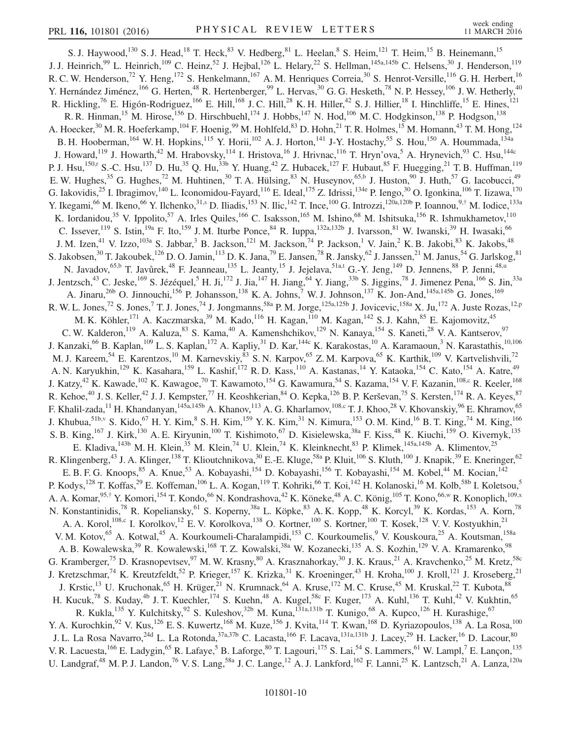S. J. Haywood,[130] S. J. Head,[18] T. Heck,[83] V. Hedberg,[81] L. Heelan,[8] S. Heim,[121] T. Heim,[15] B. Heinemann,[15] J. J. Heinrich,[99] L. Heinrich,[109] C. Heinz,[52] J. Hejbal,[126] L. Helary,[22] S. Hellman,[145a,145b] C. Helsens,[30] J. Henderson,[119] R. C. W. Henderson,[72] Y. Heng,[172] S. Henkelmann,[167] A. M. Henriques Correia,[30] S. Henrot-Versille,[116] G. H. Herbert,[16] Y. Hernández Jiménez,[166] G. Herten,[48] R. Hertenberger,[99] L. Hervas,[30] G. G. Hesketh,[78] N. P. Hessey,[106] J. W. Hetherly,[40] R. Hickling,[76] E. Higón-Rodriguez,[166] E. Hill,[168] J. C. Hill,[28] K. H. Hiller,[42] S. J. Hillier,[18] I. Hinchliffe,[15] E. Hines,[121] R. R. Hinman,[15] M. Hirose,[156] D. Hirschbuehl,[174] J. Hobbs,[147] N. Hod,[106] M. C. Hodgkinson,[138] P. Hodgson,[138] A. Hoecker,[30] M. R. Hoeferkamp,[104] F. Hoenig,[99] M. Hohlfeld,[83] D. Hohn,[21] T. R. Holmes,[15] M. Homann,[43] T. M. Hong,[124] B. H. Hooberman,[164] W. H. Hopkins,[115] Y. Horii,[102] A. J. Horton,[141] J-Y. Hostachy,[55] S. Hou,[150] A. Hoummada,[134a] J. Howard,[119] J. Howarth,[42] M. Hrabovsky,[114] I. Hristova,[16] J. Hrivnac,[116] T. Hryn'ova,[5] A. Hrynevich,[93] C. Hsu,[144c] P. J. Hsu,[150,r] S.-C. Hsu,[137] D. Hu,[35] Q. Hu,[33b] Y. Huang,[42] Z. Hubacek,[127] F. Hubaut,[85] F. Huegging,[21] T. B. Huffman,[119] E. W. Hughes,[35] G. Hughes,[72] M. Huhtinen,[30] T. A. Hülsing,[83] N. Huseynov,[65,b] J. Huston,[90] J. Huth,[57] G. Iacobucci,[49] G. Iakovidis,[25] I. Ibragimov,[140] L. Iconomidou-Fayard,[116] E. Ideal,[175] Z. Idrissi,[134e] P. Iengo,[30] O. Igonkina,[106] T. Iizawa,[170] Y. Ikegami,[66] M. Ikeno,[66] Y. Ilchenko,[31,s] D. Iliadis,[153] N. Ilic,[142] T. Ince,[100] G. Introzzi,[120a,120b] P. Ioannou,[9,†] M. Iodice,[133a] K. Iordanidou,[35] V. Ippolito,[57] A. Irles Quiles,[166] C. Isaksson,[165] M. Ishino,[68] M. Ishitsuka,[156] R. Ishmukhametov,[110] C. Issever,[119] S. Istin,[19a] F. Ito,[159] J. M. Iturbe Ponce,[84] R. Iuppa,[132a,132b] J. Ivarsson,[81] W. Iwanski,[39] H. Iwasaki,[66] J. M. Izen,[41] V. Izzo,[103a] S. Jabbar,[3] B. Jackson,[121] M. Jackson,[74] P. Jackson,[1] V. Jain,[2] K. B. Jakobi,[83] K. Jakobs,[48] S. Jakobsen,[30] T. Jakoubek,[126] D. O. Jamin,[113] D. K. Jana,[79] E. Jansen,[78] R. Jansky,[62] J. Janssen,[21] M. Janus,[54] G. Jarlskog,[81] N. Javadov,[65,b] T. Javůrek,[48] F. Jeanneau,[135] L. Jeanty,[15] J. Jejelava,[51a,t] G.-Y. Jeng,[149] D. Jennens,[88] P. Jenni,[48,u] J. Jentzsch,[43] C. Jeske,[169] S. Jézéquel,[5] H. Ji,[172] J. Jia,[147] H. Jiang,[64] Y. Jiang,[33b] S. Jiggins,[78] J. Jimenez Pena,[166] S. Jin,[33a] A. Jinaru,[26b] O. Jinnouchi,[156] P. Johansson,[138] K. A. Johns,[7] W. J. Johnson,[137] K. Jon-And,[145a,145b] G. Jones,[169] R. W. L. Jones,[72] S. Jones,[7] T. J. Jones,[74] J. Jongmanns,[58a] P. M. Jorge,[125a,125b] J. Jovicevic,[158a] X. Ju,[172] A. Juste Rozas,[12,p] M. K. Köhler,[171] A. Kaczmarska,[39] M. Kado,[116] H. Kagan,[110] M. Kagan,[142] S. J. Kahn,[85] E. Kajomovitz,[45] C. W. Kalderon,[119] A. Kaluza,[83] S. Kama,[40] A. Kamenshchikov,[129] N. Kanaya,[154] S. Kaneti,[28] V. A. Kantserov,[97] J. Kanzaki,[66] B. Kaplan,[109] L. S. Kaplan,[172] A. Kapliy,[31] D. Kar,[144c] K. Karakostas,[10] A. Karamaoun,[3] N. Karastathis,[10,106] M. J. Kareem,[54] E. Karentzos,[10] M. Karnevskiy,[83] S. N. Karpov,[65] Z. M. Karpova,[65] K. Karthik,[109] V. Kartvelishvili,[72] A. N. Karyukhin,[129] K. Kasahara,[159] L. Kashif,[172] R. D. Kass,[110] A. Kastanas,[14] Y. Kataoka,[154] C. Kato,[154] A. Katre,[49] J. Katzy,[42] K. Kawade,[102] K. Kawagoe,[70] T. Kawamoto,[154] G. Kawamura,[54] S. Kazama,[154] V. F. Kazanin,[108,c] R. Keeler,[168] R. Kehoe,[40] J. S. Keller,[42] J. J. Kempster,[77] H. Keoshkerian,[84] O. Kepka,[126] B. P. Kerševan,[75] S. Kersten,[174] R. A. Keyes,[87] F. Khalil-zada,[11] H. Khandanyan,[145a,145b] A. Khanov,[113] A. G. Kharlamov,[108,c] T. J. Khoo,[28] V. Khovanskiy,[96] E. Khramov,[65] J. Khubua,[51b,v] S. Kido,[67] H. Y. Kim,[8] S. H. Kim,[159] Y. K. Kim,[31] N. Kimura,[153] O. M. Kind,[16] B. T. King,[74] M. King,[166] S. B. King,[167] J. Kirk,[130] A. E. Kiryunin,[100] T. Kishimoto,[67] D. Kisielewska,[38a] F. Kiss,[48] K. Kiuchi,[159] O. Kivernyk,[135] E. Kladiva,[143b] M. H. Klein,[35] M. Klein,[74] U. Klein,[74] K. Kleinknecht,[83] P. Klimek,[145a,145b] A. Klimentov,[25] R. Klingenberg,[43] J. A. Klinger,[138] T. Klioutchnikova,[30] E.-E. Kluge,[58a] P. Kluit,[106] S. Kluth,[100] J. Knapik,[39] E. Kneringer,[62] E. B. F. G. Knoops,[85] A. Knue,[53] A. Kobayashi,[154] D. Kobayashi,[156] T. Kobayashi,[154] M. Kobel,[44] M. Kocian,[142] P. Kodys,[128] T. Koffas,[29] E. Koffeman,[106] L. A. Kogan,[119] T. Kohriki,[66] T. Koi,[142] H. Kolanoski,[16] M. Kolb,[58b] I. Koletsou,[5] A. A. Komar,[95,†] Y. Komori,[154] T. Kondo,[66] N. Kondrashova,[42] K. Köneke,[48] A. C. König,[105] T. Kono,[66,w] R. Konoplich,[109,x] N. Konstantinidis,[78] R. Kopeliansky,[61] S. Koperny,[38a] L. Köpke,[83] A. K. Kopp,[48] K. Korcyl,[39] K. Kordas,[153] A. Korn,[78] A. A. Korol,[108,c] I. Korolkov,[12] E. V. Korolkova,[138] O. Kortner,[100] S. Kortner,[100] T. Kosek,[128] V. V. Kostyukhin,[21] V. M. Kotov,[65] A. Kotwal,[45] A. Kourkoumeli-Charalampidi,[153] C. Kourkoumelis,[9] V. Kouskoura,[25] A. Koutsman,[158a] A. B. Kowalewska,[39] R. Kowalewski,[168] T. Z. Kowalski,[38a] W. Kozanecki,[135] A. S. Kozhin,[129] V. A. Kramarenko,[98] G. Kramberger,[75] D. Krasnopevtsev,[97] M. W. Krasny,[80] A. Krasznahorkay,[30] J. K. Kraus,[21] A. Kravchenko,[25] M. Kretz,[58c] J. Kretzschmar,[74] K. Kreutzfeldt,[52] P. Krieger,[157] K. Krizka,[31] K. Kroeninger,[43] H. Kroha,[100] J. Kroll,[121] J. Kroseberg,[21] J. Krstic,[13] U. Kruchonak,[65] H. Krüger,[21] N. Krumnack,[64] A. Kruse,[172] M. C. Kruse,[45] M. Kruskal,[22] T. Kubota,[88] H. Kucuk,[78] S. Kuday,[4b] J. T. Kuechler,[174] S. Kuehn,[48] A. Kugel,[58c] F. Kuger,[173] A. Kuhl,[136] T. Kuhl,[42] V. Kukhtin,[65] R. Kukla,[135] Y. Kulchitsky,[92] S. Kuleshov,[32b] M. Kuna,[131a,131b] T. Kunigo,[68] A. Kupco,[126] H. Kurashige,[67] Y. A. Kurochkin,[92] V. Kus,[126] E. S. Kuwertz,[168] M. Kuze,[156] J. Kvita,[114] T. Kwan,[168] D. Kyriazopoulos,[138] A. La Rosa,[100] J. L. La Rosa Navarro,[24d] L. La Rotonda,[37a,37b] C. Lacasta,[166] F. Lacava,[131a,131b] J. Lacey,[29] H. Lacker,[16] D. Lacour,[80] V. R. Lacuesta,[166] E. Ladygin,[65] R. Lafaye,[5] B. Laforge,[80] T. Lagouri,[175] S. Lai,[54] S. Lammers,[61] W. Lampl,[7] E. Lançon,[135] U. Landgraf,[48] M. P. J. Landon,[76] V. S. Lang,[58a] J. C. Lange,[12] A. J. Lankford,[162] F. Lanni,[25] K. Lantzsch,[21] A. Lanza,[120a]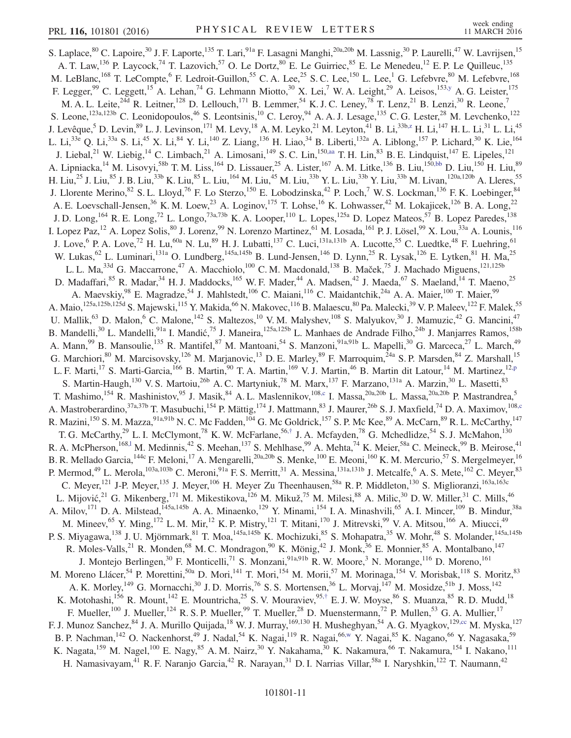S. Laplace,[80] C. Lapoire,[30] J. F. Laporte,[135] T. Lari,[91a] F. Lasagni Manghi,[20a,20b] M. Lassnig,[30] P. Laurelli,[47] W. Lavrijsen,[15] A. T. Law,[136] P. Laycock,[74] T. Lazovich,[57] O. Le Dortz,[80] E. Le Guirriec,[85] E. Le Menedeu,[12] E. P. Le Quilleuc,[135] M. LeBlanc,[168] T. LeCompte,[6] F. Ledroit-Guillon,[55] C. A. Lee,[25] S. C. Lee,[150] L. Lee,[1] G. Lefebvre,[80] M. Lefebvre,[168] F. Legger,[99] C. Leggett,[15] A. Lehan,[74] G. Lehmann Miotto,[30] X. Lei,[7] W. A. Leight,[29] A. Leisos,[153,y] A. G. Leister,[175] M. A. L. Leite,[24d] R. Leitner,[128] D. Lellouch,[171] B. Lemmer,[54] K. J. C. Leney,[78] T. Lenz,[21] B. Lenzi,[30] R. Leone,[7] S. Leone,[123a,123b] C. Leonidopoulos,[46] S. Leontsinis,[10] C. Leroy,[94] A. A. J. Lesage,[135] C. G. Lester,[28] M. Levchenko,[122] J. Levêque,[5] D. Levin,[89] L. J. Levinson,[171] M. Levy,[18] A. M. Leyko,[21] M. Leyton,[41] B. Li,[33b,z] H. Li,[147] H. L. Li,[31] L. Li,[45] L. Li,[33e] Q. Li,[33a] S. Li,[45] X. Li,[84] Y. Li,[140] Z. Liang,[136] H. Liao,[34] B. Liberti,[132a] A. Liblong,[157] P. Lichard,[30] K. Lie,[164] J. Liebal,[21] W. Liebig,[14] C. Limbach,[21] A. Limosani,[149] S. C. Lin,[150,aa] T. H. Lin,[83] B. E. Lindquist,[147] E. Lipeles,[121] A. Lipniacka,[14] M. Lisovyi,[58b] T. M. Liss,[164] D. Lissauer,[25] A. Lister,[167] A. M. Litke,[136] B. Liu,[150,bb] D. Liu,[150] H. Liu,[89] H. Liu,[25] J. Liu,[85] J. B. Liu,[33b] K. Liu,[85] L. Liu,[164] M. Liu,[45] M. Liu,[33b] Y. L. Liu,[33b] Y. Liu,[33b] M. Livan,[120a,120b] A. Lleres,[55] J. Llorente Merino,[82] S. L. Lloyd,[76] F. Lo Sterzo,[150] E. Lobodzinska,[42] P. Loch,[7] W. S. Lockman,[136] F. K. Loebinger,[84] A. E. Loevschall-Jensen,[36] K. M. Loew,[23] A. Loginov,[175] T. Lohse,[16] K. Lohwasser,[42] M. Lokajicek,[126] B. A. Long,[22] J. D. Long,[164] R. E. Long,[72] L. Longo,[73a,73b] K. A. Looper,[110] L. Lopes,[125a] D. Lopez Mateos,[57] B. Lopez Paredes,[138] I. Lopez Paz,[12] A. Lopez Solis,[80] J. Lorenz,[99] N. Lorenzo Martinez,[61] M. Losada,[161] P. J. Lösel,[99] X. Lou,[33a] A. Lounis,[116] J. Love,[6] P. A. Love,[72] H. Lu,[60a] N. Lu,[89] H. J. Lubatti,[137] C. Luci,[131a,131b] A. Lucotte,[55] C. Luedtke,[48] F. Luehring,[61] W. Lukas,[62] L. Luminari,[131a] O. Lundberg,[145a,145b] B. Lund-Jensen,[146] D. Lynn,[25] R. Lysak,[126] E. Lytken,[81] H. Ma,[25] L. L. Ma,[33d] G. Maccarrone,[47] A. Macchiolo,[100] C. M. Macdonald,[138] B. Maček,[75] J. Machado Miguens,[121,125b] D. Madaffari,[85] R. Madar,[34] H. J. Maddocks,[165] W. F. Mader,[44] A. Madsen,[42] J. Maeda,[67] S. Maeland,[14] T. Maeno,[25] A. Maevskiy,[98] E. Magradze,[54] J. Mahlstedt,[106] C. Maiani,[116] C. Maidantchik,[24a] A. A. Maier,[100] T. Maier,[99] A. Maio,[125a,125b,125d] S. Majewski,[115] Y. Makida,[66] N. Makovec,[116] B. Malaescu,[80] Pa. Malecki,[39] V. P. Maleev,[122] F. Malek,[55] U. Mallik,[63] D. Malon,[6] C. Malone,[142] S. Maltezos,[10] V. M. Malyshev,[108] S. Malyukov,[30] J. Mamuzic,[42] G. Mancini,[47] B. Mandelli,[30] L. Mandelli,[91a] I. Mandić,[75] J. Maneira,[125a,125b] L. Manhaes de Andrade Filho,[24b] J. Manjarres Ramos,[158b] A. Mann,[99] B. Mansoulie,[135] R. Mantifel,[87] M. Mantoani,[54] S. Manzoni,[91a,91b] L. Mapelli,[30] G. Marceca,[27] L. March,[49] G. Marchiori,[80] M. Marcisovsky,[126] M. Marjanovic,[13] D. E. Marley,[89] F. Marroquim,[24a] S. P. Marsden,[84] Z. Marshall,[15] L. F. Marti,[17] S. Marti-Garcia,[166] B. Martin,[90] T. A. Martin,[169] V. J. Martin,[46] B. Martin dit Latour,[14] M. Martinez,[12,p] S. Martin-Haugh,[130] V. S. Martoiu,[26b] A. C. Martyniuk,[78] M. Marx,[137] F. Marzano,[131a] A. Marzin,[30] L. Masetti,[83] T. Mashimo,[154] R. Mashinistov,[95] J. Masik,[84] A. L. Maslennikov,[108,c] I. Massa,[20a,20b] L. Massa,[20a,20b] P. Mastrandrea,[5] A. Mastroberardino,[37a,37b] T. Masubuchi,[154] P. Mättig,[174] J. Mattmann,[83] J. Maurer,[26b] S. J. Maxfield,[74] D. A. Maximov,[108,c] R. Mazini,[150] S. M. Mazza,[91a,91b] N. C. Mc Fadden,[104] G. Mc Goldrick,[157] S. P. Mc Kee,[89] A. McCarn,[89] R. L. McCarthy,[147] T. G. McCarthy,[29] L. I. McClymont,[78] K. W. McFarlane,[56,†] J. A. Mcfayden,[78] G. Mchedlidze,[54] S. J. McMahon,[130] R. A. McPherson,[168,l] M. Medinnis,[42] S. Meehan,[137] S. Mehlhase,[99] A. Mehta,[74] K. Meier,[58a] C. Meineck,[99] B. Meirose,[41] B. R. Mellado Garcia,[144c] F. Meloni,[17] A. Mengarelli,[20a,20b] S. Menke,[100] E. Meoni,[160] K. M. Mercurio,[57] S. Mergelmeyer,[16] P. Mermod,[49] L. Merola,[103a,103b] C. Meroni,[91a] F. S. Merritt,[31] A. Messina,[131a,131b] J. Metcalfe,[6] A. S. Mete,[162] C. Meyer,[83] C. Meyer,[121] J-P. Meyer,[135] J. Meyer,[106] H. Meyer Zu Theenhausen,[58a] R. P. Middleton,[130] S. Miglioranzi,[163a,163c] L. Mijović,[21] G. Mikenberg,[171] M. Mikestikova,[126] M. Mikuž,[75] M. Milesi,[88] A. Milic,[30] D. W. Miller,[31] C. Mills,[46] A. Milov,[171] D. A. Milstead,[145a,145b] A. A. Minaenko,[129] Y. Minami,[154] I. A. Minashvili,[65] A. I. Mincer,[109] B. Mindur,[38a] M. Mineev,[65] Y. Ming,[172] L. M. Mir,[12] K. P. Mistry,[121] T. Mitani,[170] J. Mitrevski,[99] V. A. Mitsou,[166] A. Miucci,[49] P. S. Miyagawa,[138] J. U. Mjörnmark,[81] T. Moa,[145a,145b] K. Mochizuki,[85] S. Mohapatra,[35] W. Mohr,[48] S. Molander,[145a,145b] R. Moles-Valls,[21] R. Monden,[68] M. C. Mondragon,[90] K. Mönig,[42] J. Monk,[36] E. Monnier,[85] A. Montalbano,[147] J. Montejo Berlingen,[30] F. Monticelli,[71] S. Monzani,[91a,91b] R. W. Moore,[3] N. Morange,[116] D. Moreno,[161] M. Moreno Llácer,[54] P. Morettini,[50a] D. Mori,[141] T. Mori,[154] M. Morii,[57] M. Morinaga,[154] V. Morisbak,[118] S. Moritz,[83] A. K. Morley,[149] G. Mornacchi,[30] J. D. Morris,[76] S. S. Mortensen,[36] L. Morvaj,[147] M. Mosidze,[51b] J. Moss,[142] K. Motohashi,[156] R. Mount,[142] E. Mountricha,[25] S. V. Mouraviev,[95,†] E. J. W. Moyse,[86] S. Muanza,[85] R. D. Mudd,[18] F. Mueller,[100] J. Mueller,[124] R. S. P. Mueller,[99] T. Mueller,[28] D. Muenstermann,[72] P. Mullen,[53] G. A. Mullier,[17] F. J. Munoz Sanchez,[84] J. A. Murillo Quijada,[18] W. J. Murray,[169,130] H. Musheghyan,[54] A. G. Myagkov,[129,cc] M. Myska,[127] B. P. Nachman,[142] O. Nackenhorst,[49] J. Nadal,[54] K. Nagai,[119] R. Nagai,[66,w] Y. Nagai,[85] K. Nagano,[66] Y. Nagasaka,[59] K. Nagata,[159] M. Nagel,[100] E. Nagy,[85] A. M. Nairz,[30] Y. Nakahama,[30] K. Nakamura,[66] T. Nakamura,[154] I. Nakano,[111] H. Namasivayam,[41] R. F. Naranjo Garcia,[42] R. Narayan,[31] D. I. Narrias Villar,[58a] I. Naryshkin,[122] T. Naumann,[42]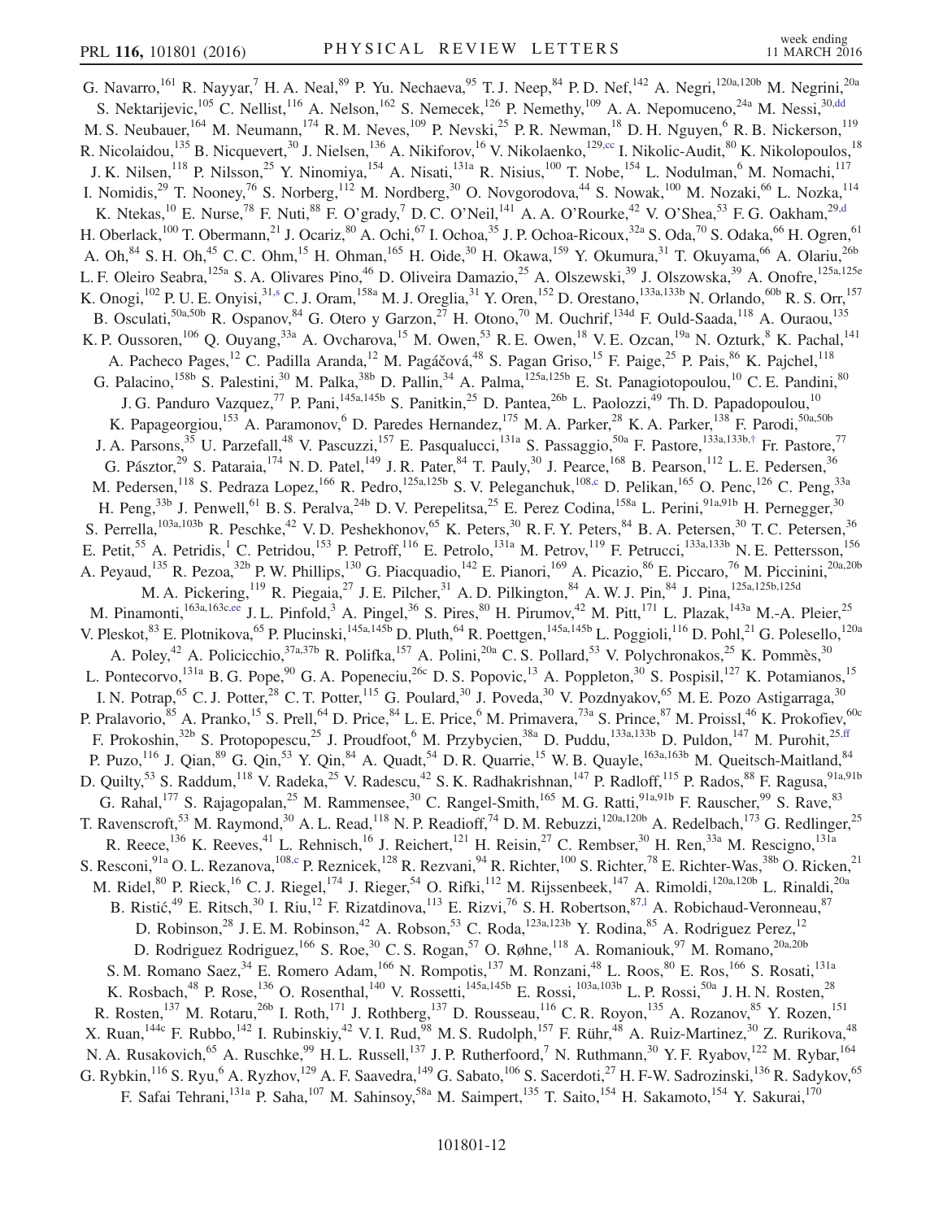G. Navarro,[161] R. Nayyar,[7] H. A. Neal,[89] P. Yu. Nechaeva,[95] T. J. Neep,[84] P. D. Nef,[142] A. Negri,[120a,120b] M. Negrini,[20a] S. Nektarijevic,[105] C. Nellist,[116] A. Nelson,[162] S. Nemecek,[126] P. Nemethy,[109] A. A. Nepomuceno,[24a] M. Nessi,[30,dd] M. S. Neubauer,[164] M. Neumann,[174] R. M. Neves,[109] P. Nevski,[25] P. R. Newman,[18] D. H. Nguyen,[6] R. B. Nickerson,[119] R. Nicolaidou,[135] B. Nicquevert,[30] J. Nielsen,[136] A. Nikiforov,[16] V. Nikolaenko,[129,cc] I. Nikolic-Audit,[80] K. Nikolopoulos,[18] J. K. Nilsen,[118] P. Nilsson,[25] Y. Ninomiya,[154] A. Nisati,[131a] R. Nisius,[100] T. Nobe,[154] L. Nodulman,[6] M. Nomachi,[117] I. Nomidis,[29] T. Nooney,[76] S. Norberg,[112] M. Nordberg,[30] O. Novgorodova,[44] S. Nowak,[100] M. Nozaki,[66] L. Nozka,[114] K. Ntekas,[10] E. Nurse,[78] F. Nuti,[88] F. O'grady,[7] D. C. O'Neil,[141] A. A. O'Rourke,[42] V. O'Shea,[53] F. G. Oakham,[29,d] H. Oberlack,[100] T. Obermann,[21] J. Ocariz,[80] A. Ochi,[67] I. Ochoa,[35] J. P. Ochoa-Ricoux,[32a] S. Oda,[70] S. Odaka,[66] H. Ogren,[61] A. Oh,[84] S. H. Oh,[45] C. C. Ohm,[15] H. Ohman,[165] H. Oide,[30] H. Okawa,[159] Y. Okumura,[31] T. Okuyama,[66] A. Olariu,[26b] L. F. Oleiro Seabra,[125a] S. A. Olivares Pino,[46] D. Oliveira Damazio,[25] A. Olszewski,[39] J. Olszowska,[39] A. Onofre,[125a,125e] K. Onogi,[102] P. U. E. Onyisi,[31,s] C. J. Oram,[158a] M. J. Oreglia,[31] Y. Oren,[152] D. Orestano,[133a,133b] N. Orlando,[60b] R. S. Orr,[157] B. Osculati,[50a,50b] R. Ospanov,[84] G. Otero y Garzon,[27] H. Otono,[70] M. Ouchrif,[134d] F. Ould-Saada,[118] A. Ouraou,[135] K. P. Oussoren,[106] Q. Ouyang,[33a] A. Ovcharova,[15] M. Owen,[53] R. E. Owen,[18] V. E. Ozcan,[19a] N. Ozturk,[8] K. Pachal,[141] A. Pacheco Pages,[12] C. Padilla Aranda,[12] M. Pagáčová,[48] S. Pagan Griso,[15] F. Paige,[25] P. Pais,[86] K. Pajchel,[118] G. Palacino,[158b] S. Palestini,[30] M. Palka,[38b] D. Pallin,[34] A. Palma,[125a,125b] E. St. Panagiotopoulou,[10] C. E. Pandini,[80] J. G. Panduro Vazquez,[77] P. Pani,[145a,145b] S. Panitkin,[25] D. Pantea,[26b] L. Paolozzi,[49] Th. D. Papadopoulou,[10] K. Papageorgiou,[153] A. Paramonov,[6] D. Paredes Hernandez,[175] M. A. Parker,[28] K. A. Parker,[138] F. Parodi,[50a,50b] J. A. Parsons,[35] U. Parzefall,[48] V. Pascuzzi,[157] E. Pasqualucci,[131a] S. Passaggio,[50a] F. Pastore,[133a,133b,†] Fr. Pastore,[77] G. Pásztor,[29] S. Pataraia,[174] N. D. Patel,[149] J. R. Pater,[84] T. Pauly,[30] J. Pearce,[168] B. Pearson,[112] L. E. Pedersen,[36] M. Pedersen,[118] S. Pedraza Lopez,[166] R. Pedro,[125a,125b] S. V. Peleganchuk,[108,c] D. Pelikan,[165] O. Penc,[126] C. Peng,[33a] H. Peng,[33b] J. Penwell,[61] B. S. Peralva,[24b] D. V. Perepelitsa,[25] E. Perez Codina,[158a] L. Perini,[91a,91b] H. Pernegger,[30] S. Perrella,[103a,103b] R. Peschke,[42] V. D. Peshekhonov,[65] K. Peters,[30] R. F. Y. Peters,[84] B. A. Petersen,[30] T. C. Petersen,[36] E. Petit,[55] A. Petridis,[1] C. Petridou,[153] P. Petroff,[116] E. Petrolo,[131a] M. Petrov,[119] F. Petrucci,[133a,133b] N. E. Pettersson,[156] A. Peyaud,[135] R. Pezoa,[32b] P. W. Phillips,[130] G. Piacquadio,[142] E. Pianori,[169] A. Picazio,[86] E. Piccaro,[76] M. Piccinini,[20a,20b] M. A. Pickering,[119] R. Piegaia,[27] J. E. Pilcher,[31] A. D. Pilkington,[84] A. W. J. Pin,[84] J. Pina,[125a,125b,125d] M. Pinamonti,[163a,163c,ee] J. L. Pinfold,[3] A. Pingel,[36] S. Pires,[80] H. Pirumov,[42] M. Pitt,[171] L. Plazak,[143a] M.-A. Pleier,[25] V. Pleskot,[83] E. Plotnikova,[65] P. Plucinski,[145a,145b] D. Pluth,[64] R. Poettgen,[145a,145b] L. Poggioli,[116] D. Pohl,[21] G. Polesello,[120a] A. Poley,[42] A. Policicchio,[37a,37b] R. Polifka,[157] A. Polini,[20a] C. S. Pollard,[53] V. Polychronakos,[25] K. Pommès,[30] L. Pontecorvo,[131a] B. G. Pope,[90] G. A. Popeneciu,[26c] D. S. Popovic,[13] A. Poppleton,[30] S. Pospisil,[127] K. Potamianos,[15] I. N. Potrap,[65] C. J. Potter,[28] C. T. Potter,[115] G. Poulard,[30] J. Poveda,[30] V. Pozdnyakov,[65] M. E. Pozo Astigarraga,[30] P. Pralavorio,[85] A. Pranko,[15] S. Prell,[64] D. Price,[84] L. E. Price,[6] M. Primavera,[73a] S. Prince,[87] M. Proissl,[46] K. Prokofiev,[60c] F. Prokoshin,[32b] S. Protopopescu,[25] J. Proudfoot,[6] M. Przybycien,[38a] D. Puddu,[133a,133b] D. Puldon,[147] M. Purohit,[25,ff] P. Puzo,[116] J. Qian,[89] G. Qin,[53] Y. Qin,[84] A. Quadt,[54] D. R. Quarrie,[15] W. B. Quayle,[163a,163b] M. Queitsch-Maitland,[84] D. Quilty,[53] S. Raddum,[118] V. Radeka,[25] V. Radescu,[42] S. K. Radhakrishnan,[147] P. Radloff,[115] P. Rados,[88] F. Ragusa,[91a,91b] G. Rahal,[177] S. Rajagopalan,[25] M. Rammensee,[30] C. Rangel-Smith,[165] M. G. Ratti,[91a,91b] F. Rauscher,[99] S. Rave,[83] T. Ravenscroft,[53] M. Raymond,[30] A. L. Read,[118] N. P. Readioff,[74] D. M. Rebuzzi,[120a,120b] A. Redelbach,[173] G. Redlinger,[25] R. Reece,[136] K. Reeves,[41] L. Rehnisch,[16] J. Reichert,[121] H. Reisin,[27] C. Rembser,[30] H. Ren,[33a] M. Rescigno,[131a] S. Resconi,[91a] O. L. Rezanova,[108,c] P. Reznicek,[128] R. Rezvani,[94] R. Richter,[100] S. Richter,[78] E. Richter-Was,[38b] O. Ricken,[21] M. Ridel,[80] P. Rieck,[16] C. J. Riegel,[174] J. Rieger,[54] O. Rifki,[112] M. Rijssenbeek,[147] A. Rimoldi,[120a,120b] L. Rinaldi,[20a] B. Ristić,[49] E. Ritsch,[30] I. Riu,[12] F. Rizatdinova,[113] E. Rizvi,[76] S. H. Robertson,[87,l] A. Robichaud-Veronneau,[87] D. Robinson,[28] J. E. M. Robinson,[42] A. Robson,[53] C. Roda,[123a,123b] Y. Rodina,[85] A. Rodriguez Perez,[12] D. Rodriguez Rodriguez,[166] S. Roe,[30] C. S. Rogan,[57] O. Røhne,[118] A. Romaniouk,[97] M. Romano,[20a,20b] S. M. Romano Saez,[34] E. Romero Adam,[166] N. Rompotis,[137] M. Ronzani,[48] L. Roos,[80] E. Ros,[166] S. Rosati,[131a] K. Rosbach,[48] P. Rose,[136] O. Rosenthal,[140] V. Rossetti,[145a,145b] E. Rossi,[103a,103b] L. P. Rossi,[50a] J. H. N. Rosten,[28] R. Rosten,[137] M. Rotaru,[26b] I. Roth,[171] J. Rothberg,[137] D. Rousseau,[116] C. R. Royon,[135] A. Rozanov,[85] Y. Rozen,[151] X. Ruan,[144c] F. Rubbo,[142] I. Rubinskiy,[42] V. I. Rud,[98] M. S. Rudolph,[157] F. Rühr,[48] A. Ruiz-Martinez,[30] Z. Rurikova,[48] N. A. Rusakovich,[65] A. Ruschke,[99] H. L. Russell,[137] J. P. Rutherfoord,[7] N. Ruthmann,[30] Y. F. Ryabov,[122] M. Rybar,[164] G. Rybkin,[116] S. Ryu,[6] A. Ryzhov,[129] A. F. Saavedra,[149] G. Sabato,[106] S. Sacerdoti,[27] H. F-W. Sadrozinski,[136] R. Sadykov,[65] F. Safai Tehrani,[131a] P. Saha,[107] M. Sahinsoy,[58a] M. Saimpert,[135] T. Saito,[154] H. Sakamoto,[154] Y. Sakurai,[170]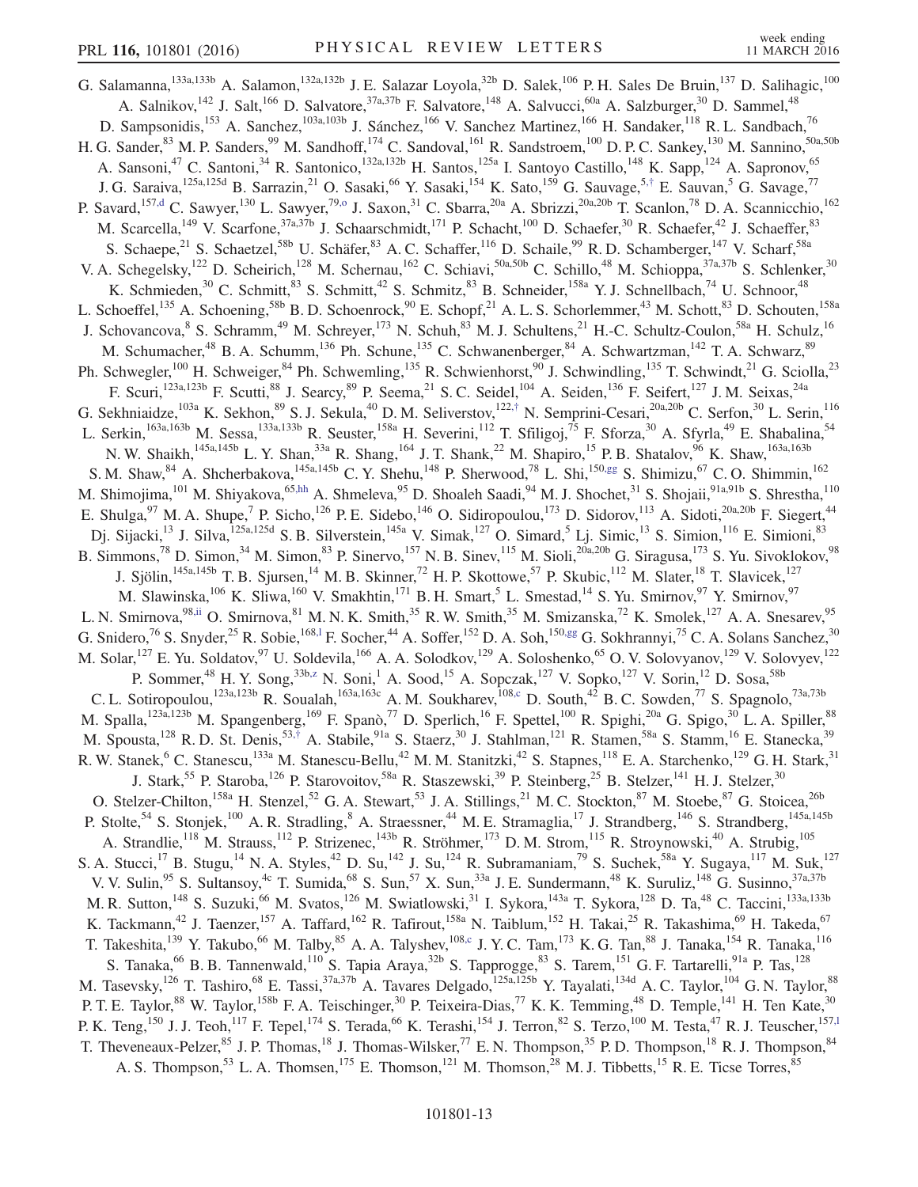G. Salamanna,[133a,133b] A. Salamon,[132a,132b] J. E. Salazar Loyola,[32b] D. Salek,[106] P. H. Sales De Bruin,[137] D. Salihagic,[100] A. Salnikov,[142] J. Salt,[166] D. Salvatore,[37a,37b] F. Salvatore,[148] A. Salvucci,[60a] A. Salzburger,[30] D. Sammel,[48] D. Sampsonidis,[153] A. Sanchez,[103a,103b] J. Sánchez,[166] V. Sanchez Martinez,[166] H. Sandaker,[118] R. L. Sandbach,[76] H. G. Sander,[83] M. P. Sanders,[99] M. Sandhoff,[174] C. Sandoval,[161] R. Sandstroem,[100] D. P. C. Sankey,[130] M. Sannino,[50a,50b] A. Sansoni,[47] C. Santoni,[34] R. Santonico,[132a,132b] H. Santos,[125a] I. Santoyo Castillo,[148] K. Sapp,[124] A. Sapronov,[65] J. G. Saraiva,[125a,125d] B. Sarrazin,[21] O. Sasaki,[66] Y. Sasaki,[154] K. Sato,[159] G. Sauvage,[5,†] E. Sauvan,[5] G. Savage,[77] P. Savard,[157,d] C. Sawyer,[130] L. Sawyer,[79,o] J. Saxon,[31] C. Sbarra,[20a] A. Sbrizzi,[20a,20b] T. Scanlon,[78] D. A. Scannicchio,[162] M. Scarcella,[149] V. Scarfone,[37a,37b] J. Schaarschmidt,[171] P. Schacht,[100] D. Schaefer,[30] R. Schaefer,[42] J. Schaeffer,[83] S. Schaepe,[21] S. Schaetzel,[58b] U. Schäfer,[83] A. C. Schaffer,[116] D. Schaile,[99] R. D. Schamberger,[147] V. Scharf,[58a] V. A. Schegelsky,[122] D. Scheirich,[128] M. Schernau,[162] C. Schiavi,[50a,50b] C. Schillo,[48] M. Schioppa,[37a,37b] S. Schlenker,[30] K. Schmieden,[30] C. Schmitt,[83] S. Schmitt,[42] S. Schmitz,[83] B. Schneider,[158a] Y. J. Schnellbach,[74] U. Schnoor,[48] L. Schoeffel,[135] A. Schoening,[58b] B. D. Schoenrock,[90] E. Schopf,[21] A. L. S. Schorlemmer,[43] M. Schott,[83] D. Schouten,[158a] J. Schovancova,[8] S. Schramm,[49] M. Schreyer,[173] N. Schuh,[83] M. J. Schultens,[21] H.-C. Schultz-Coulon,[58a] H. Schulz,[16] M. Schumacher,[48] B. A. Schumm,[136] Ph. Schune,[135] C. Schwanenberger,[84] A. Schwartzman,[142] T. A. Schwarz,[89] Ph. Schwegler,[100] H. Schweiger,[84] Ph. Schwemling,[135] R. Schwienhorst,[90] J. Schwindling,[135] T. Schwindt,[21] G. Sciolla,[23] F. Scuri,[123a,123b] F. Scutti,[88] J. Searcy,[89] P. Seema,[21] S. C. Seidel,[104] A. Seiden,[136] F. Seifert,[127] J. M. Seixas,[24a] G. Sekhniaidze,[103a] K. Sekhon,[89] S. J. Sekula,[40] D. M. Seliverstov,[122,†] N. Semprini-Cesari,[20a,20b] C. Serfon,[30] L. Serin,[116] L. Serkin,[163a,163b] M. Sessa,[133a,133b] R. Seuster,[158a] H. Severini,[112] T. Sfiligoj,[75] F. Sforza,[30] A. Sfyrla,[49] E. Shabalina,[54] N. W. Shaikh,[145a,145b] L. Y. Shan,[33a] R. Shang,[164] J. T. Shank,[22] M. Shapiro,[15] P. B. Shatalov,[96] K. Shaw,[163a,163b] S. M. Shaw,[84] A. Shcherbakova,[145a,145b] C. Y. Shehu,[148] P. Sherwood,[78] L. Shi,[150,gg] S. Shimizu,[67] C. O. Shimmin,[162] M. Shimojima,[101] M. Shiyakova,[65,hh] A. Shmeleva,[95] D. Shoaleh Saadi,[94] M. J. Shochet,[31] S. Shojaii,[91a,91b] S. Shrestha,[110] E. Shulga,[97] M. A. Shupe,[7] P. Sicho,[126] P. E. Sidebo,[146] O. Sidiropoulou,[173] D. Sidorov,[113] A. Sidoti,[20a,20b] F. Siegert,[44] Dj. Sijacki,[13] J. Silva,[125a,125d] S. B. Silverstein,[145a] V. Simak,[127] O. Simard,[5] Lj. Simic,[13] S. Simion,[116] E. Simioni,[83] B. Simmons,[78] D. Simon,[34] M. Simon,[83] P. Sinervo,[157] N. B. Sinev,[115] M. Sioli,[20a,20b] G. Siragusa,[173] S. Yu. Sivoklokov,[98] J. Sjölin,[145a,145b] T. B. Sjursen,[14] M. B. Skinner,[72] H. P. Skottowe,[57] P. Skubic,[112] M. Slater,[18] T. Slavicek,[127] M. Slawinska,[106] K. Sliwa,[160] V. Smakhtin,[171] B. H. Smart,[5] L. Smestad,[14] S. Yu. Smirnov,[97] Y. Smirnov,[97] L. N. Smirnova,[98,ii] O. Smirnova,[81] M. N. K. Smith,[35] R. W. Smith,[35] M. Smizanska,[72] K. Smolek,[127] A. A. Snesarev,[95] G. Snidero,[76] S. Snyder,[25] R. Sobie,[168,l] F. Socher,[44] A. Soffer,[152] D. A. Soh,[150,gg] G. Sokhrannyi,[75] C. A. Solans Sanchez,[30] M. Solar,[127] E. Yu. Soldatov,[97] U. Soldevila,[166] A. A. Solodkov,[129] A. Soloshenko,[65] O. V. Solovyanov,[129] V. Solovyev,[122] P. Sommer,[48] H. Y. Song,[33b,z] N. Soni,[1] A. Sood,[15] A. Sopczak,[127] V. Sopko,[127] V. Sorin,[12] D. Sosa,[58b] C. L. Sotiropoulou,[123a,123b] R. Soualah,[163a,163c] A. M. Soukharev,[108,c] D. South,[42] B. C. Sowden,[77] S. Spagnolo,[73a,73b] M. Spalla,[123a,123b] M. Spangenberg,[169] F. Spanò,[77] D. Sperlich,[16] F. Spettel,[100] R. Spighi,[20a] G. Spigo,[30] L. A. Spiller,[88] M. Spousta,[128] R. D. St. Denis,[53,†] A. Stabile,[91a] S. Staerz,[30] J. Stahlman,[121] R. Stamen,[58a] S. Stamm,[16] E. Stanecka,[39] R. W. Stanek,[6] C. Stanescu,[133a] M. Stanescu-Bellu,[42] M. M. Stanitzki,[42] S. Stapnes,[118] E. A. Starchenko,[129] G. H. Stark,[31] J. Stark,[55] P. Staroba,[126] P. Starovoitov,[58a] R. Staszewski,[39] P. Steinberg,[25] B. Stelzer,[141] H. J. Stelzer,[30] O. Stelzer-Chilton,[158a] H. Stenzel,[52] G. A. Stewart,[53] J. A. Stillings,[21] M. C. Stockton,[87] M. Stoebe,[87] G. Stoicea,[26b] P. Stolte,[54] S. Stonjek,[100] A. R. Stradling,[8] A. Straessner,[44] M. E. Stramaglia,[17] J. Strandberg,[146] S. Strandberg,[145a,145b] A. Strandlie,[118] M. Strauss,[112] P. Strizenec,[143b] R. Ströhmer,[173] D. M. Strom,[115] R. Stroynowski,[40] A. Strubig,[105] S. A. Stucci,[17] B. Stugu,[14] N. A. Styles,[42] D. Su,[142] J. Su,[124] R. Subramaniam,[79] S. Suchek,[58a] Y. Sugaya,[117] M. Suk,[127] V. V. Sulin,[95] S. Sultansoy,[4c] T. Sumida,[68] S. Sun,[57] X. Sun,[33a] J. E. Sundermann,[48] K. Suruliz,[148] G. Susinno,[37a,37b] M. R. Sutton,[148] S. Suzuki,[66] M. Svatos,[126] M. Swiatlowski,[31] I. Sykora,[143a] T. Sykora,[128] D. Ta,[48] C. Taccini,[133a,133b] K. Tackmann,[42] J. Taenzer,[157] A. Taffard,[162] R. Tafirout,[158a] N. Taiblum,[152] H. Takai,[25] R. Takashima,[69] H. Takeda,[67] T. Takeshita,[139] Y. Takubo,[66] M. Talby,[85] A. A. Talyshev,[108,c] J. Y. C. Tam,[173] K. G. Tan,[88] J. Tanaka,[154] R. Tanaka,[116] S. Tanaka,[66] B. B. Tannenwald,[110] S. Tapia Araya,[32b] S. Tapprogge,[83] S. Tarem,[151] G. F. Tartarelli,[91a] P. Tas,[128] M. Tasevsky,[126] T. Tashiro,[68] E. Tassi,[37a,37b] A. Tavares Delgado,[125a,125b] Y. Tayalati,[134d] A. C. Taylor,[104] G. N. Taylor,[88] P. T. E. Taylor,[88] W. Taylor,[158b] F. A. Teischinger,[30] P. Teixeira-Dias,[77] K. K. Temming,[48] D. Temple,[141] H. Ten Kate,[30] P. K. Teng,[150] J. J. Teoh,[117] F. Tepel,[174] S. Terada,[66] K. Terashi,[154] J. Terron,[82] S. Terzo,[100] M. Testa,[47] R. J. Teuscher,[157,l] T. Theveneaux-Pelzer,[85] J. P. Thomas,[18] J. Thomas-Wilsker,[77] E. N. Thompson,[35] P. D. Thompson,[18] R. J. Thompson,[84] A. S. Thompson,[53] L. A. Thomsen,[175] E. Thomson,[121] M. Thomson,[28] M. J. Tibbetts,[15] R. E. Ticse Torres,[85]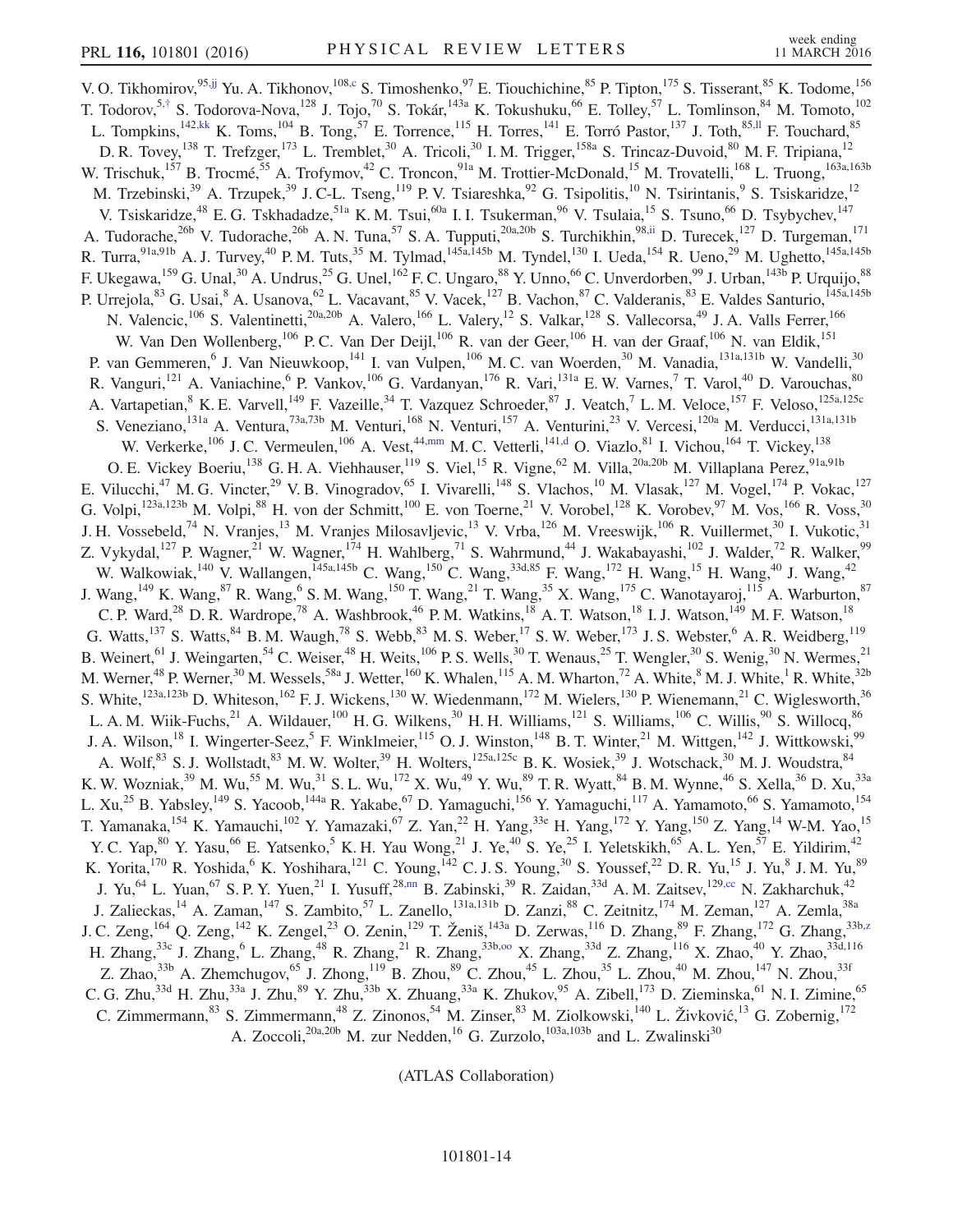V. O. Tikhomirov,[95,jj] Yu. A. Tikhonov,[108,c] S. Timoshenko,[97] E. Tiouchichine,[85] P. Tipton,[175] S. Tisserant,[85] K. Todome,[156] T. Todorov,[5,†] S. Todorova-Nova,[128] J. Tojo,[70] S. Tokár,[143a] K. Tokushuku,[66] E. Tolley,[57] L. Tomlinson,[84] M. Tomoto,[102] L. Tompkins,[142,kk] K. Toms,[104] B. Tong,[57] E. Torrence,[115] H. Torres,[141] E. Torró Pastor,[137] J. Toth,[85,ll] F. Touchard,[85] D. R. Tovey,[138] T. Trefzger,[173] L. Tremblet,[30] A. Tricoli,[30] I. M. Trigger,[158a] S. Trincaz-Duvoid,[80] M. F. Tripiana,[12] W. Trischuk,[157] B. Trocmé,[55] A. Trofymov,[42] C. Troncon,[91a] M. Trottier-McDonald,[15] M. Trovatelli,[168] L. Truong,[163a,163b] M. Trzebinski,[39] A. Trzupek,[39] J. C-L. Tseng,[119] P. V. Tsiareshka,[92] G. Tsipolitis,[10] N. Tsirintanis,[9] S. Tsiskaridze,[12] V. Tsiskaridze,[48] E. G. Tskhadadze,[51a] K. M. Tsui,[60a] I. I. Tsukerman,[96] V. Tsulaia,[15] S. Tsuno,[66] D. Tsybychev,[147] A. Tudorache,[26b] V. Tudorache,[26b] A. N. Tuna,[57] S. A. Tupputi,[20a,20b] S. Turchikhin,[98,ii] D. Turecek,[127] D. Turgeman,[171] R. Turra,[91a,91b] A. J. Turvey,[40] P. M. Tuts,[35] M. Tylmad,[145a,145b] M. Tyndel,[130] I. Ueda,[154] R. Ueno,[29] M. Ughetto,[145a,145b] F. Ukegawa,[159] G. Unal,[30] A. Undrus,[25] G. Unel,[162] F. C. Ungaro,[88] Y. Unno,[66] C. Unverdorben,[99] J. Urban,[143b] P. Urquijo,[88] P. Urrejola,[83] G. Usai,[8] A. Usanova,[62] L. Vacavant,[85] V. Vacek,[127] B. Vachon,[87] C. Valderanis,[83] E. Valdes Santurio,[145a,145b] N. Valencic,[106] S. Valentinetti,[20a,20b] A. Valero,[166] L. Valery,[12] S. Valkar,[128] S. Vallecorsa,[49] J. A. Valls Ferrer,[166] W. Van Den Wollenberg,[106] P. C. Van Der Deijl,[106] R. van der Geer,[106] H. van der Graaf,[106] N. van Eldik,[151] P. van Gemmeren,[6] J. Van Nieuwkoop,[141] I. van Vulpen,[106] M. C. van Woerden,[30] M. Vanadia,[131a,131b] W. Vandelli,[30] R. Vanguri,[121] A. Vaniachine,[6] P. Vankov,[106] G. Vardanyan,[176] R. Vari,[131a] E. W. Varnes,[7] T. Varol,[40] D. Varouchas,[80] A. Vartapetian,[8] K. E. Varvell,[149] F. Vazeille,[34] T. Vazquez Schroeder,[87] J. Veatch,[7] L. M. Veloce,[157] F. Veloso,[125a,125c] S. Veneziano,[131a] A. Ventura,[73a,73b] M. Venturi,[168] N. Venturi,[157] A. Venturini,[23] V. Vercesi,[120a] M. Verducci,[131a,131b] W. Verkerke,[106] J. C. Vermeulen,[106] A. Vest,[44,mm] M. C. Vetterli,[141,d] O. Viazlo,[81] I. Vichou,[164] T. Vickey,[138] O. E. Vickey Boeriu,[138] G. H. A. Viehhauser,[119] S. Viel,[15] R. Vigne,[62] M. Villa,[20a,20b] M. Villaplana Perez,[91a,91b] E. Vilucchi,[47] M. G. Vincter,[29] V. B. Vinogradov,[65] I. Vivarelli,[148] S. Vlachos,[10] M. Vlasak,[127] M. Vogel,[174] P. Vokac,[127] G. Volpi,[123a,123b] M. Volpi,[88] H. von der Schmitt,[100] E. von Toerne,[21] V. Vorobel,[128] K. Vorobev,[97] M. Vos,[166] R. Voss,[30] J. H. Vossebeld,[74] N. Vranjes,[13] M. Vranjes Milosavljevic,[13] V. Vrba,[126] M. Vreeswijk,[106] R. Vuillermet,[30] I. Vukotic,[31] Z. Vykydal,[127] P. Wagner,[21] W. Wagner,[174] H. Wahlberg,[71] S. Wahrmund,[44] J. Wakabayashi,[102] J. Walder,[72] R. Walker,[99] W. Walkowiak,[140] V. Wallangen,[145a,145b] C. Wang,[150] C. Wang,[33d,85] F. Wang,[172] H. Wang,[15] H. Wang,[40] J. Wang,[42] J. Wang,[149] K. Wang,[87] R. Wang,[6] S. M. Wang,[150] T. Wang,[21] T. Wang,[35] X. Wang,[175] C. Wanotayaroj,[115] A. Warburton,[87] C. P. Ward,[28] D. R. Wardrope,[78] A. Washbrook,[46] P. M. Watkins,[18] A. T. Watson,[18] I. J. Watson,[149] M. F. Watson,[18] G. Watts,[137] S. Watts,[84] B. M. Waugh,[78] S. Webb,[83] M. S. Weber,[17] S. W. Weber,[173] J. S. Webster,[6] A. R. Weidberg,[119] B. Weinert,[61] J. Weingarten,[54] C. Weiser,[48] H. Weits,[106] P. S. Wells,[30] T. Wenaus,[25] T. Wengler,[30] S. Wenig,[30] N. Wermes,[21] M. Werner,[48] P. Werner,[30] M. Wessels,[58a] J. Wetter,[160] K. Whalen,[115] A. M. Wharton,[72] A. White,[8] M. J. White,[1] R. White,[32b] S. White,[123a,123b] D. Whiteson,[162] F. J. Wickens,[130] W. Wiedenmann,[172] M. Wielers,[130] P. Wienemann,[21] C. Wiglesworth,[36] L. A. M. Wiik-Fuchs,[21] A. Wildauer,[100] H. G. Wilkens,[30] H. H. Williams,[121] S. Williams,[106] C. Willis,[90] S. Willocq,[86] J. A. Wilson,[18] I. Wingerter-Seez,[5] F. Winklmeier,[115] O. J. Winston,[148] B. T. Winter,[21] M. Wittgen,[142] J. Wittkowski,[99] A. Wolf,[83] S. J. Wollstadt,[83] M. W. Wolter,[39] H. Wolters,[125a,125c] B. K. Wosiek,[39] J. Wotschack,[30] M. J. Woudstra,[84] K. W. Wozniak,[39] M. Wu,[55] M. Wu,[31] S. L. Wu,[172] X. Wu,[49] Y. Wu,[89] T. R. Wyatt,[84] B. M. Wynne,[46] S. Xella,[36] D. Xu,[33a] L. Xu,[25] B. Yabsley,[149] S. Yacoob,[144a] R. Yakabe,[67] D. Yamaguchi,[156] Y. Yamaguchi,[117] A. Yamamoto,[66] S. Yamamoto,[154] T. Yamanaka,[154] K. Yamauchi,[102] Y. Yamazaki,[67] Z. Yan,[22] H. Yang,[33e] H. Yang,[172] Y. Yang,[150] Z. Yang,[14] W-M. Yao,[15] Y. C. Yap,[80] Y. Yasu,[66] E. Yatsenko,[5] K. H. Yau Wong,[21] J. Ye,[40] S. Ye,[25] I. Yeletskikh,[65] A. L. Yen,[57] E. Yildirim,[42] K. Yorita,[170] R. Yoshida,[6] K. Yoshihara,[121] C. Young,[142] C. J. S. Young,[30] S. Youssef,[22] D. R. Yu,[15] J. Yu,[8] J. M. Yu,[89] J. Yu,[64] L. Yuan,[67] S. P. Y. Yuen,[21] I. Yusuff,[28,nn] B. Zabinski,[39] R. Zaidan,[33d] A. M. Zaitsev,[129,cc] N. Zakharchuk,[42] J. Zalieckas,[14] A. Zaman,[147] S. Zambito,[57] L. Zanello,[131a,131b] D. Zanzi,[88] C. Zeitnitz,[174] M. Zeman,[127] A. Zemla,[38a] J. C. Zeng,[164] Q. Zeng,[142] K. Zengel,[23] O. Zenin,[129] T. Ženiš,[143a] D. Zerwas,[116] D. Zhang,[89] F. Zhang,[172] G. Zhang,[33b,z] H. Zhang,[33c] J. Zhang,[6] L. Zhang,[48] R. Zhang,[21] R. Zhang,[33b,oo] X. Zhang,[33d] Z. Zhang,[116] X. Zhao,[40] Y. Zhao,[33d,116] Z. Zhao,[33b] A. Zhemchugov,[65] J. Zhong,[119] B. Zhou,[89] C. Zhou,[45] L. Zhou,[35] L. Zhou,[40] M. Zhou,[147] N. Zhou,[33f] C. G. Zhu,[33d] H. Zhu,[33a] J. Zhu,[89] Y. Zhu,[33b] X. Zhuang,[33a] K. Zhukov,[95] A. Zibell,[173] D. Zieminska,[61] N. I. Zimine,[65] C. Zimmermann,[83] S. Zimmermann,[48] Z. Zinonos,[54] M. Zinser,[83] M. Ziolkowski,[140] L. Živković,[13] G. Zobernig,[172] A. Zoccoli,[20a,20b] M. zur Nedden,[16] G. Zurzolo,[103a,103b] and L. Zwalinski[30]

(ATLAS Collaboration)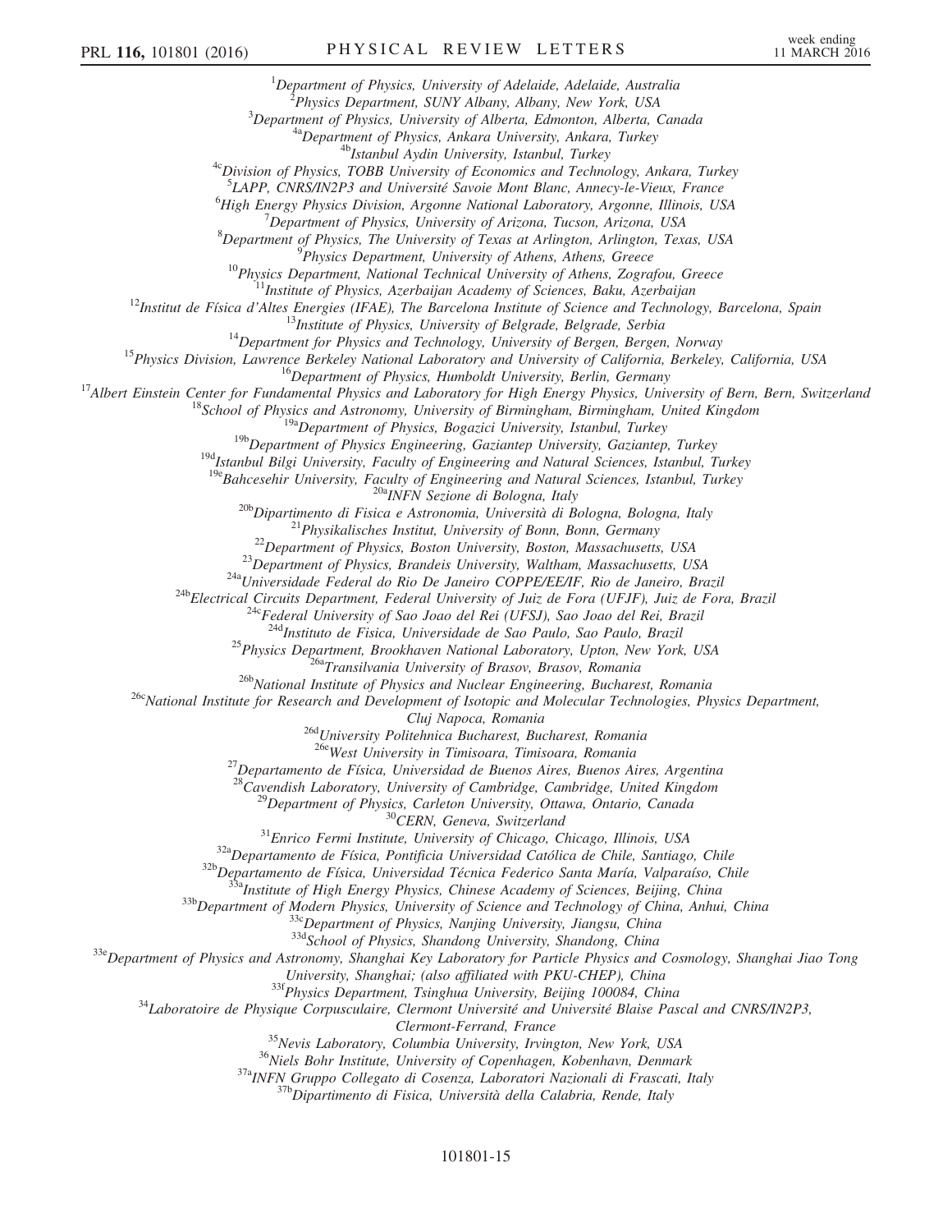[1]Department of Physics, University of Adelaide, Adelaide, Australia
[2]Physics Department, SUNY Albany, Albany, New York, USA
[3]Department of Physics, University of Alberta, Edmonton, Alberta, Canada
[4a]Department of Physics, Ankara University, Ankara, Turkey
[4b]Istanbul Aydin University, Istanbul, Turkey
[4c]Division of Physics, TOBB University of Economics and Technology, Ankara, Turkey
[5]LAPP, CNRS/IN2P3 and Université Savoie Mont Blanc, Annecy-le-Vieux, France
[6]High Energy Physics Division, Argonne National Laboratory, Argonne, Illinois, USA
[7]Department of Physics, University of Arizona, Tucson, Arizona, USA
[8]Department of Physics, The University of Texas at Arlington, Arlington, Texas, USA
[9]Physics Department, University of Athens, Athens, Greece
[10]Physics Department, National Technical University of Athens, Zografou, Greece
[11]Institute of Physics, Azerbaijan Academy of Sciences, Baku, Azerbaijan
[12]Institut de Física d'Altes Energies (IFAE), The Barcelona Institute of Science and Technology, Barcelona, Spain
[13]Institute of Physics, University of Belgrade, Belgrade, Serbia
[14]Department for Physics and Technology, University of Bergen, Bergen, Norway
[15]Physics Division, Lawrence Berkeley National Laboratory and University of California, Berkeley, California, USA
[16]Department of Physics, Humboldt University, Berlin, Germany
[17]Albert Einstein Center for Fundamental Physics and Laboratory for High Energy Physics, University of Bern, Bern, Switzerland
[18]School of Physics and Astronomy, University of Birmingham, Birmingham, United Kingdom
[19a]Department of Physics, Bogazici University, Istanbul, Turkey
[19b]Department of Physics Engineering, Gaziantep University, Gaziantep, Turkey
[19d]Istanbul Bilgi University, Faculty of Engineering and Natural Sciences, Istanbul, Turkey
[19e]Bahcesehir University, Faculty of Engineering and Natural Sciences, Istanbul, Turkey
[20a]INFN Sezione di Bologna, Italy
[20b]Dipartimento di Fisica e Astronomia, Università di Bologna, Bologna, Italy
[21]Physikalisches Institut, University of Bonn, Bonn, Germany
[22]Department of Physics, Boston University, Boston, Massachusetts, USA
[23]Department of Physics, Brandeis University, Waltham, Massachusetts, USA
[24a]Universidade Federal do Rio De Janeiro COPPE/EE/IF, Rio de Janeiro, Brazil
[24b]Electrical Circuits Department, Federal University of Juiz de Fora (UFJF), Juiz de Fora, Brazil
[24c]Federal University of Sao Joao del Rei (UFSJ), Sao Joao del Rei, Brazil
[24d]Instituto de Fisica, Universidade de Sao Paulo, Sao Paulo, Brazil
[25]Physics Department, Brookhaven National Laboratory, Upton, New York, USA
[26a]Transilvania University of Brasov, Brasov, Romania
[26b]National Institute of Physics and Nuclear Engineering, Bucharest, Romania
[26c]National Institute for Research and Development of Isotopic and Molecular Technologies, Physics Department, Cluj Napoca, Romania
[26d]University Politehnica Bucharest, Bucharest, Romania
[26e]West University in Timisoara, Timisoara, Romania
[27]Departamento de Física, Universidad de Buenos Aires, Buenos Aires, Argentina
[28]Cavendish Laboratory, University of Cambridge, Cambridge, United Kingdom
[29]Department of Physics, Carleton University, Ottawa, Ontario, Canada
[30]CERN, Geneva, Switzerland
[31]Enrico Fermi Institute, University of Chicago, Chicago, Illinois, USA
[32a]Departamento de Física, Pontificia Universidad Católica de Chile, Santiago, Chile
[32b]Departamento de Física, Universidad Técnica Federico Santa María, Valparaíso, Chile
[33a]Institute of High Energy Physics, Chinese Academy of Sciences, Beijing, China
[33b]Department of Modern Physics, University of Science and Technology of China, Anhui, China
[33c]Department of Physics, Nanjing University, Jiangsu, China
[33d]School of Physics, Shandong University, Shandong, China
[33e]Department of Physics and Astronomy, Shanghai Key Laboratory for Particle Physics and Cosmology, Shanghai Jiao Tong University, Shanghai; (also affiliated with PKU-CHEP), China
[33f]Physics Department, Tsinghua University, Beijing 100084, China
[34]Laboratoire de Physique Corpusculaire, Clermont Université and Université Blaise Pascal and CNRS/IN2P3, Clermont-Ferrand, France
[35]Nevis Laboratory, Columbia University, Irvington, New York, USA
[36]Niels Bohr Institute, University of Copenhagen, Kobenhavn, Denmark
[37a]INFN Gruppo Collegato di Cosenza, Laboratori Nazionali di Frascati, Italy
[37b]Dipartimento di Fisica, Università della Calabria, Rende, Italy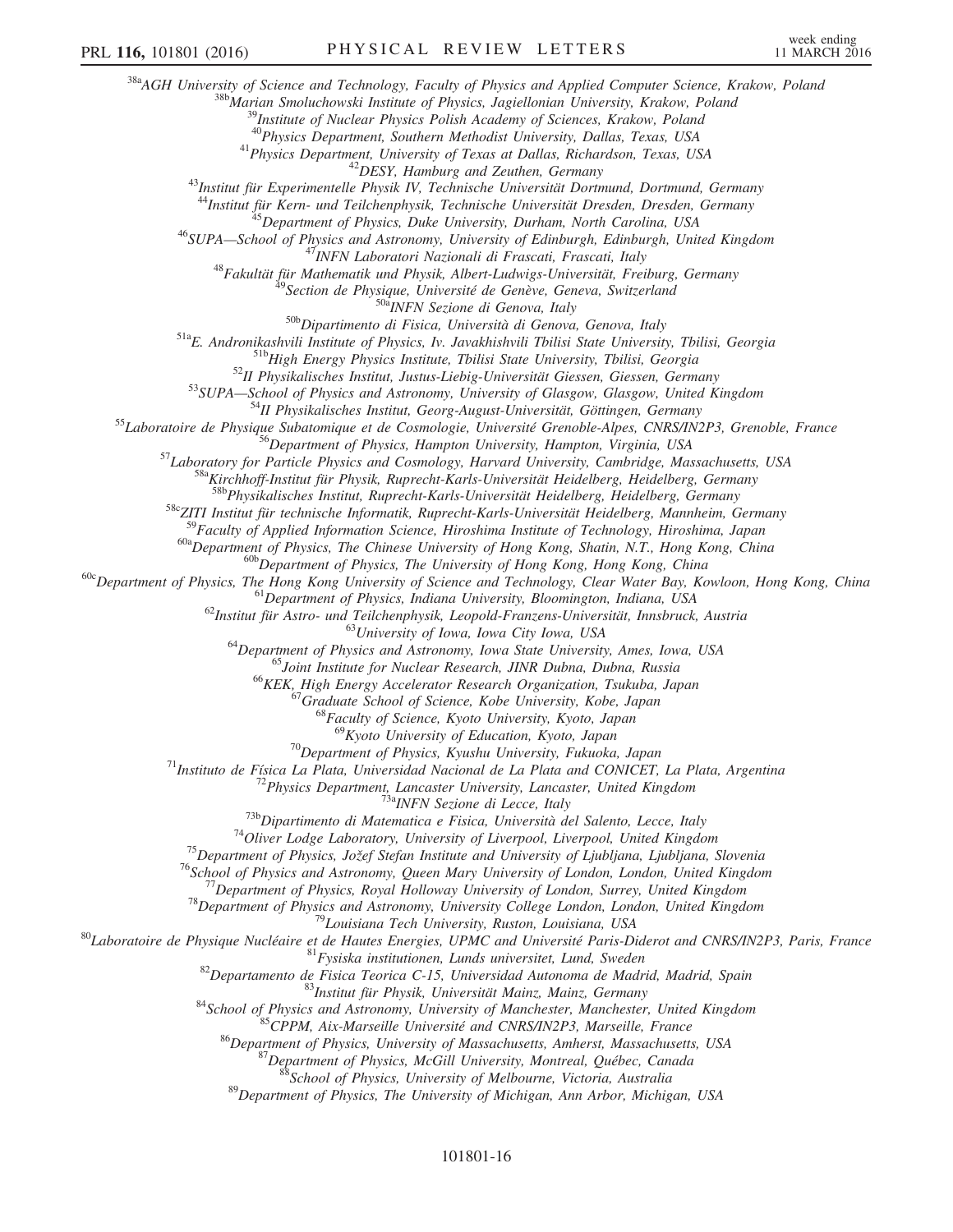[38a]AGH University of Science and Technology, Faculty of Physics and Applied Computer Science, Krakow, Poland
[38b]Marian Smoluchowski Institute of Physics, Jagiellonian University, Krakow, Poland
[39]Institute of Nuclear Physics Polish Academy of Sciences, Krakow, Poland
[40]Physics Department, Southern Methodist University, Dallas, Texas, USA
[41]Physics Department, University of Texas at Dallas, Richardson, Texas, USA
[42]DESY, Hamburg and Zeuthen, Germany
[43]Institut für Experimentelle Physik IV, Technische Universität Dortmund, Dortmund, Germany
[44]Institut für Kern- und Teilchenphysik, Technische Universität Dresden, Dresden, Germany
[45]Department of Physics, Duke University, Durham, North Carolina, USA
[46]SUPA—School of Physics and Astronomy, University of Edinburgh, Edinburgh, United Kingdom
[47]INFN Laboratori Nazionali di Frascati, Frascati, Italy
[48]Fakultät für Mathematik und Physik, Albert-Ludwigs-Universität, Freiburg, Germany
[49]Section de Physique, Université de Genève, Geneva, Switzerland
[50a]INFN Sezione di Genova, Italy
[50b]Dipartimento di Fisica, Università di Genova, Genova, Italy
[51a]E. Andronikashvili Institute of Physics, Iv. Javakhishvili Tbilisi State University, Tbilisi, Georgia
[51b]High Energy Physics Institute, Tbilisi State University, Tbilisi, Georgia
[52]II Physikalisches Institut, Justus-Liebig-Universität Giessen, Giessen, Germany
[53]SUPA—School of Physics and Astronomy, University of Glasgow, Glasgow, United Kingdom
[54]II Physikalisches Institut, Georg-August-Universität, Göttingen, Germany
[55]Laboratoire de Physique Subatomique et de Cosmologie, Université Grenoble-Alpes, CNRS/IN2P3, Grenoble, France
[56]Department of Physics, Hampton University, Hampton, Virginia, USA
[57]Laboratory for Particle Physics and Cosmology, Harvard University, Cambridge, Massachusetts, USA
[58a]Kirchhoff-Institut für Physik, Ruprecht-Karls-Universität Heidelberg, Heidelberg, Germany
[58b]Physikalisches Institut, Ruprecht-Karls-Universität Heidelberg, Heidelberg, Germany
[58c]ZITI Institut für technische Informatik, Ruprecht-Karls-Universität Heidelberg, Mannheim, Germany
[59]Faculty of Applied Information Science, Hiroshima Institute of Technology, Hiroshima, Japan
[60a]Department of Physics, The Chinese University of Hong Kong, Shatin, N.T., Hong Kong, China
[60b]Department of Physics, The University of Hong Kong, Hong Kong, China
[60c]Department of Physics, The Hong Kong University of Science and Technology, Clear Water Bay, Kowloon, Hong Kong, China
[61]Department of Physics, Indiana University, Bloomington, Indiana, USA
[62]Institut für Astro- und Teilchenphysik, Leopold-Franzens-Universität, Innsbruck, Austria
[63]University of Iowa, Iowa City Iowa, USA
[64]Department of Physics and Astronomy, Iowa State University, Ames, Iowa, USA
[65]Joint Institute for Nuclear Research, JINR Dubna, Dubna, Russia
[66]KEK, High Energy Accelerator Research Organization, Tsukuba, Japan
[67]Graduate School of Science, Kobe University, Kobe, Japan
[68]Faculty of Science, Kyoto University, Kyoto, Japan
[69]Kyoto University of Education, Kyoto, Japan
[70]Department of Physics, Kyushu University, Fukuoka, Japan
[71]Instituto de Física La Plata, Universidad Nacional de La Plata and CONICET, La Plata, Argentina
[72]Physics Department, Lancaster University, Lancaster, United Kingdom
[73a]INFN Sezione di Lecce, Italy
[73b]Dipartimento di Matematica e Fisica, Università del Salento, Lecce, Italy
[74]Oliver Lodge Laboratory, University of Liverpool, Liverpool, United Kingdom
[75]Department of Physics, Jožef Stefan Institute and University of Ljubljana, Ljubljana, Slovenia
[76]School of Physics and Astronomy, Queen Mary University of London, London, United Kingdom
[77]Department of Physics, Royal Holloway University of London, Surrey, United Kingdom
[78]Department of Physics and Astronomy, University College London, London, United Kingdom
[79]Louisiana Tech University, Ruston, Louisiana, USA
[80]Laboratoire de Physique Nucléaire et de Hautes Energies, UPMC and Université Paris-Diderot and CNRS/IN2P3, Paris, France
[81]Fysiska institutionen, Lunds universitet, Lund, Sweden
[82]Departamento de Fisica Teorica C-15, Universidad Autonoma de Madrid, Madrid, Spain
[83]Institut für Physik, Universität Mainz, Mainz, Germany
[84]School of Physics and Astronomy, University of Manchester, Manchester, United Kingdom
[85]CPPM, Aix-Marseille Université and CNRS/IN2P3, Marseille, France
[86]Department of Physics, University of Massachusetts, Amherst, Massachusetts, USA
[87]Department of Physics, McGill University, Montreal, Québec, Canada
[88]School of Physics, University of Melbourne, Victoria, Australia
[89]Department of Physics, The University of Michigan, Ann Arbor, Michigan, USA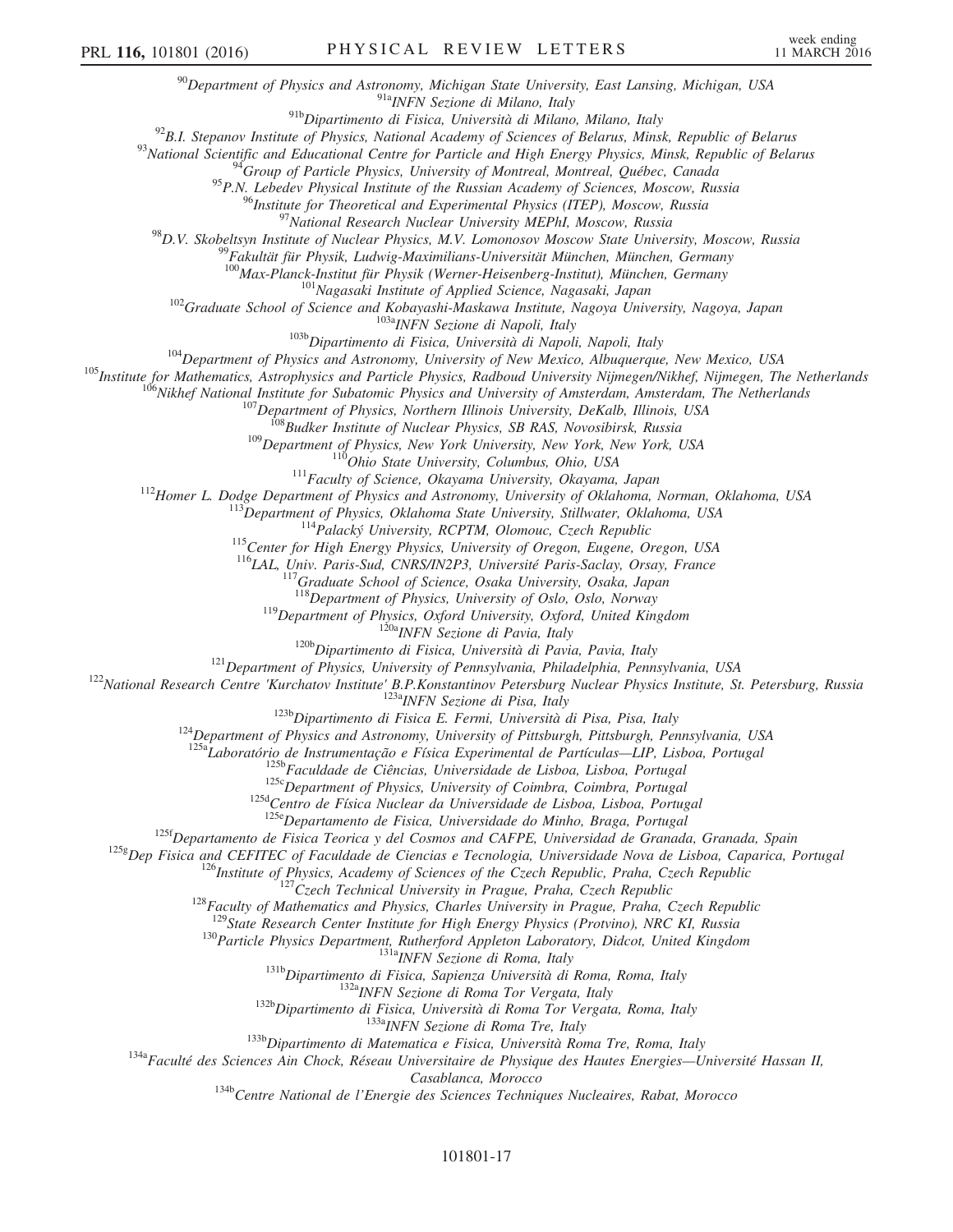[90]Department of Physics and Astronomy, Michigan State University, East Lansing, Michigan, USA

[91a]INFN Sezione di Milano, Italy

[91b]Dipartimento di Fisica, Università di Milano, Milano, Italy

[92]B.I. Stepanov Institute of Physics, National Academy of Sciences of Belarus, Minsk, Republic of Belarus

[93]National Scientific and Educational Centre for Particle and High Energy Physics, Minsk, Republic of Belarus

[94]Group of Particle Physics, University of Montreal, Montreal, Québec, Canada

[95]P.N. Lebedev Physical Institute of the Russian Academy of Sciences, Moscow, Russia

[96]Institute for Theoretical and Experimental Physics (ITEP), Moscow, Russia

[97]National Research Nuclear University MEPhI, Moscow, Russia

[98]D.V. Skobeltsyn Institute of Nuclear Physics, M.V. Lomonosov Moscow State University, Moscow, Russia

[99]Fakultät für Physik, Ludwig-Maximilians-Universität München, München, Germany

[100]Max-Planck-Institut für Physik (Werner-Heisenberg-Institut), München, Germany

[101]Nagasaki Institute of Applied Science, Nagasaki, Japan

[102]Graduate School of Science and Kobayashi-Maskawa Institute, Nagoya University, Nagoya, Japan

[103a]INFN Sezione di Napoli, Italy

[103b]Dipartimento di Fisica, Università di Napoli, Napoli, Italy

[104]Department of Physics and Astronomy, University of New Mexico, Albuquerque, New Mexico, USA

[105]Institute for Mathematics, Astrophysics and Particle Physics, Radboud University Nijmegen/Nikhef, Nijmegen, The Netherlands

[106]Nikhef National Institute for Subatomic Physics and University of Amsterdam, Amsterdam, The Netherlands

[107]Department of Physics, Northern Illinois University, DeKalb, Illinois, USA

[108]Budker Institute of Nuclear Physics, SB RAS, Novosibirsk, Russia

[109]Department of Physics, New York University, New York, New York, USA

[110]Ohio State University, Columbus, Ohio, USA

[111]Faculty of Science, Okayama University, Okayama, Japan

[112]Homer L. Dodge Department of Physics and Astronomy, University of Oklahoma, Norman, Oklahoma, USA

[113]Department of Physics, Oklahoma State University, Stillwater, Oklahoma, USA

[114]Palacký University, RCPTM, Olomouc, Czech Republic

[115]Center for High Energy Physics, University of Oregon, Eugene, Oregon, USA

[116]LAL, Univ. Paris-Sud, CNRS/IN2P3, Université Paris-Saclay, Orsay, France

[117]Graduate School of Science, Osaka University, Osaka, Japan

[118]Department of Physics, University of Oslo, Oslo, Norway

[119]Department of Physics, Oxford University, Oxford, United Kingdom

[120a]INFN Sezione di Pavia, Italy

[120b]Dipartimento di Fisica, Università di Pavia, Pavia, Italy

[121]Department of Physics, University of Pennsylvania, Philadelphia, Pennsylvania, USA

[122]National Research Centre 'Kurchatov Institute' B.P.Konstantinov Petersburg Nuclear Physics Institute, St. Petersburg, Russia

[123a]INFN Sezione di Pisa, Italy

[123b]Dipartimento di Fisica E. Fermi, Università di Pisa, Pisa, Italy

[124]Department of Physics and Astronomy, University of Pittsburgh, Pittsburgh, Pennsylvania, USA

[125a]Laboratório de Instrumentação e Física Experimental de Partículas—LIP, Lisboa, Portugal

[125b]Faculdade de Ciências, Universidade de Lisboa, Lisboa, Portugal

[125c]Department of Physics, University of Coimbra, Coimbra, Portugal

[125d]Centro de Física Nuclear da Universidade de Lisboa, Lisboa, Portugal

[125e]Departamento de Fisica, Universidade do Minho, Braga, Portugal

[125f]Departamento de Fisica Teorica y del Cosmos and CAFPE, Universidad de Granada, Granada, Spain

[125g]Dep Fisica and CEFITEC of Faculdade de Ciencias e Tecnologia, Universidade Nova de Lisboa, Caparica, Portugal

[126]Institute of Physics, Academy of Sciences of the Czech Republic, Praha, Czech Republic

[127]Czech Technical University in Prague, Praha, Czech Republic

[128]Faculty of Mathematics and Physics, Charles University in Prague, Praha, Czech Republic

[129]State Research Center Institute for High Energy Physics (Protvino), NRC KI, Russia

[130]Particle Physics Department, Rutherford Appleton Laboratory, Didcot, United Kingdom

[131a]INFN Sezione di Roma, Italy

[131b]Dipartimento di Fisica, Sapienza Università di Roma, Roma, Italy

[132a]INFN Sezione di Roma Tor Vergata, Italy

[132b]Dipartimento di Fisica, Università di Roma Tor Vergata, Roma, Italy

[133a]INFN Sezione di Roma Tre, Italy

[133b]Dipartimento di Matematica e Fisica, Università Roma Tre, Roma, Italy

[134a]Faculté des Sciences Ain Chock, Réseau Universitaire de Physique des Hautes Energies—Université Hassan II, Casablanca, Morocco

[134b]Centre National de l'Energie des Sciences Techniques Nucleaires, Rabat, Morocco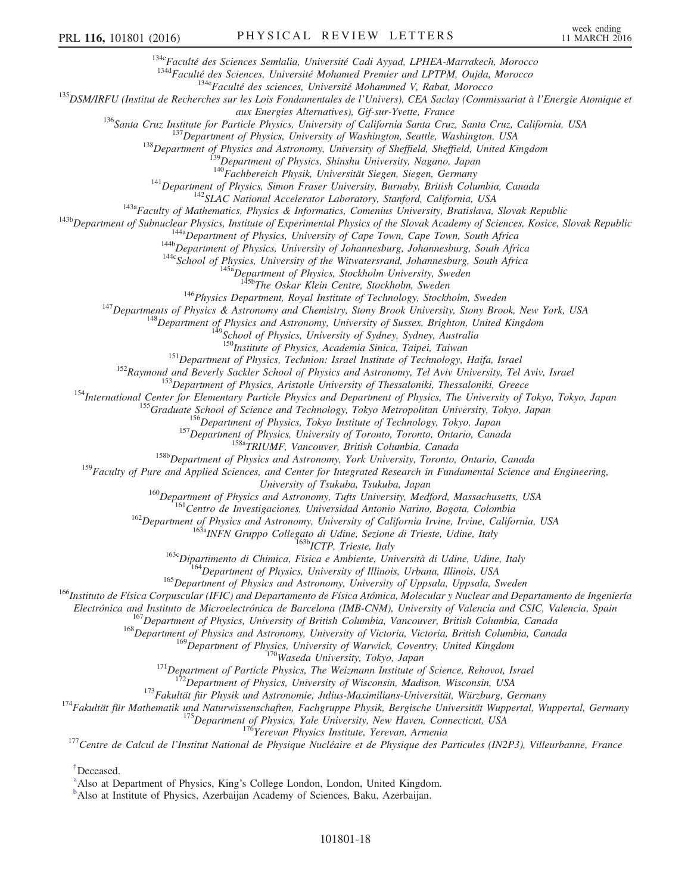[134c]Faculté des Sciences Semlalia, Université Cadi Ayyad, LPHEA-Marrakech, Morocco
[134d]Faculté des Sciences, Université Mohamed Premier and LPTPM, Oujda, Morocco
[134e]Faculté des sciences, Université Mohammed V, Rabat, Morocco
[135]DSM/IRFU (Institut de Recherches sur les Lois Fondamentales de l'Univers), CEA Saclay (Commissariat à l'Energie Atomique et aux Energies Alternatives), Gif-sur-Yvette, France
[136]Santa Cruz Institute for Particle Physics, University of California Santa Cruz, Santa Cruz, California, USA
[137]Department of Physics, University of Washington, Seattle, Washington, USA
[138]Department of Physics and Astronomy, University of Sheffield, Sheffield, United Kingdom
[139]Department of Physics, Shinshu University, Nagano, Japan
[140]Fachbereich Physik, Universität Siegen, Siegen, Germany
[141]Department of Physics, Simon Fraser University, Burnaby, British Columbia, Canada
[142]SLAC National Accelerator Laboratory, Stanford, California, USA
[143a]Faculty of Mathematics, Physics & Informatics, Comenius University, Bratislava, Slovak Republic
[143b]Department of Subnuclear Physics, Institute of Experimental Physics of the Slovak Academy of Sciences, Kosice, Slovak Republic
[144a]Department of Physics, University of Cape Town, Cape Town, South Africa
[144b]Department of Physics, University of Johannesburg, Johannesburg, South Africa
[144c]School of Physics, University of the Witwatersrand, Johannesburg, South Africa
[145a]Department of Physics, Stockholm University, Sweden
[145b]The Oskar Klein Centre, Stockholm, Sweden
[146]Physics Department, Royal Institute of Technology, Stockholm, Sweden
[147]Departments of Physics & Astronomy and Chemistry, Stony Brook University, Stony Brook, New York, USA
[148]Department of Physics and Astronomy, University of Sussex, Brighton, United Kingdom
[149]School of Physics, University of Sydney, Sydney, Australia
[150]Institute of Physics, Academia Sinica, Taipei, Taiwan
[151]Department of Physics, Technion: Israel Institute of Technology, Haifa, Israel
[152]Raymond and Beverly Sackler School of Physics and Astronomy, Tel Aviv University, Tel Aviv, Israel
[153]Department of Physics, Aristotle University of Thessaloniki, Thessaloniki, Greece
[154]International Center for Elementary Particle Physics and Department of Physics, The University of Tokyo, Tokyo, Japan
[155]Graduate School of Science and Technology, Tokyo Metropolitan University, Tokyo, Japan
[156]Department of Physics, Tokyo Institute of Technology, Tokyo, Japan
[157]Department of Physics, University of Toronto, Toronto, Ontario, Canada
[158a]TRIUMF, Vancouver, British Columbia, Canada
[158b]Department of Physics and Astronomy, York University, Toronto, Ontario, Canada
[159]Faculty of Pure and Applied Sciences, and Center for Integrated Research in Fundamental Science and Engineering, University of Tsukuba, Tsukuba, Japan
[160]Department of Physics and Astronomy, Tufts University, Medford, Massachusetts, USA
[161]Centro de Investigaciones, Universidad Antonio Narino, Bogota, Colombia
[162]Department of Physics and Astronomy, University of California Irvine, Irvine, California, USA
[163a]INFN Gruppo Collegato di Udine, Sezione di Trieste, Udine, Italy
[163b]ICTP, Trieste, Italy
[163c]Dipartimento di Chimica, Fisica e Ambiente, Università di Udine, Udine, Italy
[164]Department of Physics, University of Illinois, Urbana, Illinois, USA
[165]Department of Physics and Astronomy, University of Uppsala, Uppsala, Sweden
[166]Instituto de Física Corpuscular (IFIC) and Departamento de Física Atómica, Molecular y Nuclear and Departamento de Ingeniería Electrónica and Instituto de Microelectrónica de Barcelona (IMB-CNM), University of Valencia and CSIC, Valencia, Spain
[167]Department of Physics, University of British Columbia, Vancouver, British Columbia, Canada
[168]Department of Physics and Astronomy, University of Victoria, Victoria, British Columbia, Canada
[169]Department of Physics, University of Warwick, Coventry, United Kingdom
[170]Waseda University, Tokyo, Japan
[171]Department of Particle Physics, The Weizmann Institute of Science, Rehovot, Israel
[172]Department of Physics, University of Wisconsin, Madison, Wisconsin, USA
[173]Fakultät für Physik und Astronomie, Julius-Maximilians-Universität, Würzburg, Germany
[174]Fakultät für Mathematik und Naturwissenschaften, Fachgruppe Physik, Bergische Universität Wuppertal, Wuppertal, Germany
[175]Department of Physics, Yale University, New Haven, Connecticut, USA
[176]Yerevan Physics Institute, Yerevan, Armenia
[177]Centre de Calcul de l'Institut National de Physique Nucléaire et de Physique des Particules (IN2P3), Villeurbanne, France

[†]Deceased.
[a]Also at Department of Physics, King's College London, London, United Kingdom.
[b]Also at Institute of Physics, Azerbaijan Academy of Sciences, Baku, Azerbaijan.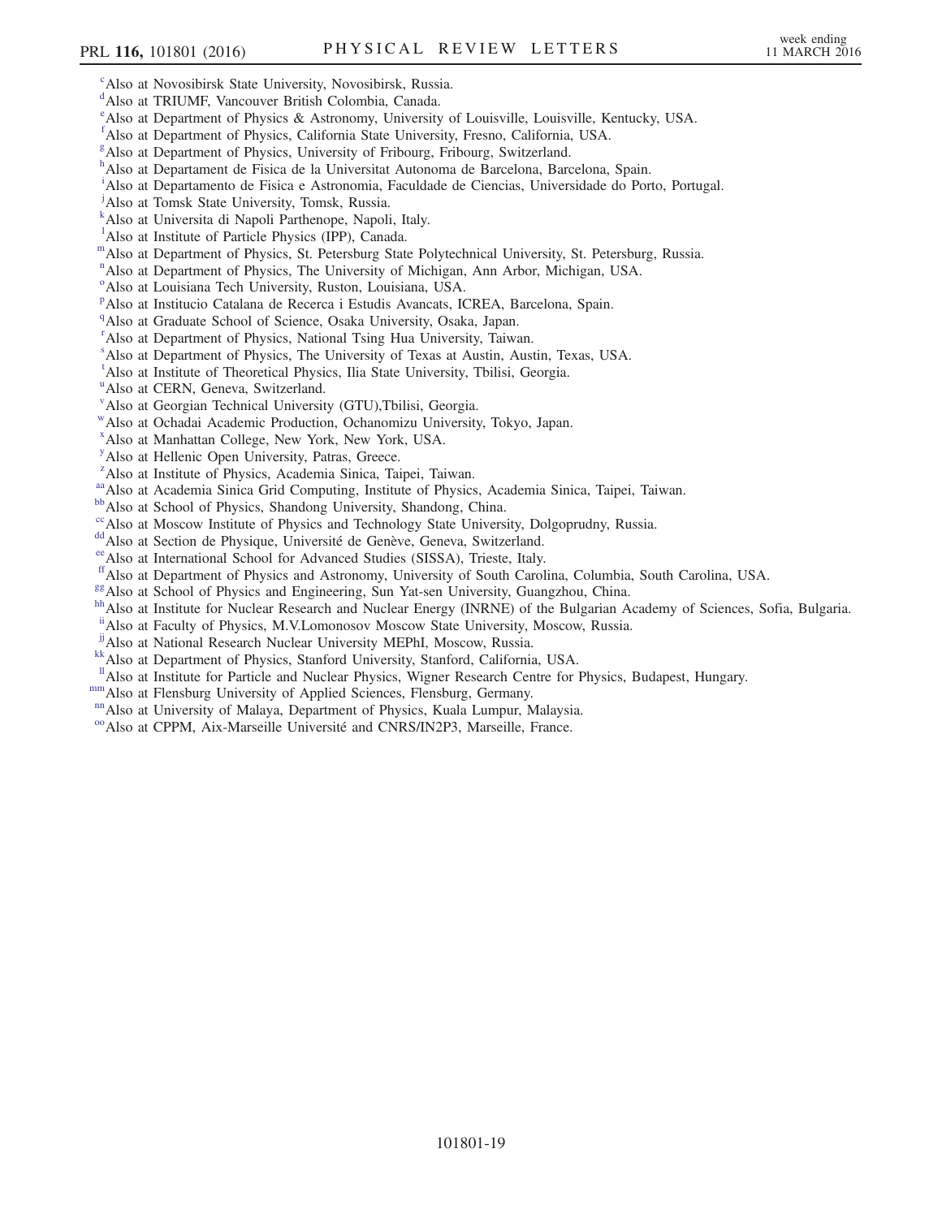[c]Also at Novosibirsk State University, Novosibirsk, Russia.
[d]Also at TRIUMF, Vancouver British Colombia, Canada.
[e]Also at Department of Physics & Astronomy, University of Louisville, Louisville, Kentucky, USA.
[f]Also at Department of Physics, California State University, Fresno, California, USA.
[g]Also at Department of Physics, University of Fribourg, Fribourg, Switzerland.
[h]Also at Departament de Fisica de la Universitat Autonoma de Barcelona, Barcelona, Spain.
[i]Also at Departamento de Fisica e Astronomia, Faculdade de Ciencias, Universidade do Porto, Portugal.
[j]Also at Tomsk State University, Tomsk, Russia.
[k]Also at Universita di Napoli Parthenope, Napoli, Italy.
[l]Also at Institute of Particle Physics (IPP), Canada.
[m]Also at Department of Physics, St. Petersburg State Polytechnical University, St. Petersburg, Russia.
[n]Also at Department of Physics, The University of Michigan, Ann Arbor, Michigan, USA.
[o]Also at Louisiana Tech University, Ruston, Louisiana, USA.
[p]Also at Institucio Catalana de Recerca i Estudis Avancats, ICREA, Barcelona, Spain.
[q]Also at Graduate School of Science, Osaka University, Osaka, Japan.
[r]Also at Department of Physics, National Tsing Hua University, Taiwan.
[s]Also at Department of Physics, The University of Texas at Austin, Austin, Texas, USA.
[t]Also at Institute of Theoretical Physics, Ilia State University, Tbilisi, Georgia.
[u]Also at CERN, Geneva, Switzerland.
[v]Also at Georgian Technical University (GTU),Tbilisi, Georgia.
[w]Also at Ochadai Academic Production, Ochanomizu University, Tokyo, Japan.
[x]Also at Manhattan College, New York, New York, USA.
[y]Also at Hellenic Open University, Patras, Greece.
[z]Also at Institute of Physics, Academia Sinica, Taipei, Taiwan.
[aa]Also at Academia Sinica Grid Computing, Institute of Physics, Academia Sinica, Taipei, Taiwan.
[bb]Also at School of Physics, Shandong University, Shandong, China.
[cc]Also at Moscow Institute of Physics and Technology State University, Dolgoprudny, Russia.
[dd]Also at Section de Physique, Université de Genève, Geneva, Switzerland.
[ee]Also at International School for Advanced Studies (SISSA), Trieste, Italy.
[ff]Also at Department of Physics and Astronomy, University of South Carolina, Columbia, South Carolina, USA.
[gg]Also at School of Physics and Engineering, Sun Yat-sen University, Guangzhou, China.
[hh]Also at Institute for Nuclear Research and Nuclear Energy (INRNE) of the Bulgarian Academy of Sciences, Sofia, Bulgaria.
[ii]Also at Faculty of Physics, M.V.Lomonosov Moscow State University, Moscow, Russia.
[jj]Also at National Research Nuclear University MEPhI, Moscow, Russia.
[kk]Also at Department of Physics, Stanford University, Stanford, California, USA.
[ll]Also at Institute for Particle and Nuclear Physics, Wigner Research Centre for Physics, Budapest, Hungary.
[mm]Also at Flensburg University of Applied Sciences, Flensburg, Germany.
[nn]Also at University of Malaya, Department of Physics, Kuala Lumpur, Malaysia.
[oo]Also at CPPM, Aix-Marseille Université and CNRS/IN2P3, Marseille, France.